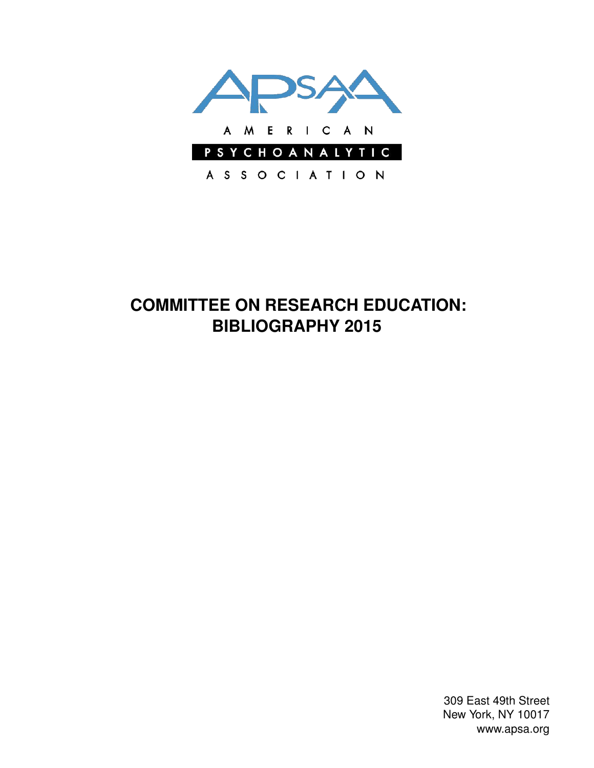APsaA

AMERICAN

PSYCHOANALYTIC

ASSOCIATION

# COMMITTEE ON RESEARCH EDUCATION: BIBLIOGRAPHY 2015

309 East 49th Street
New York, NY 10017
www.apsa.org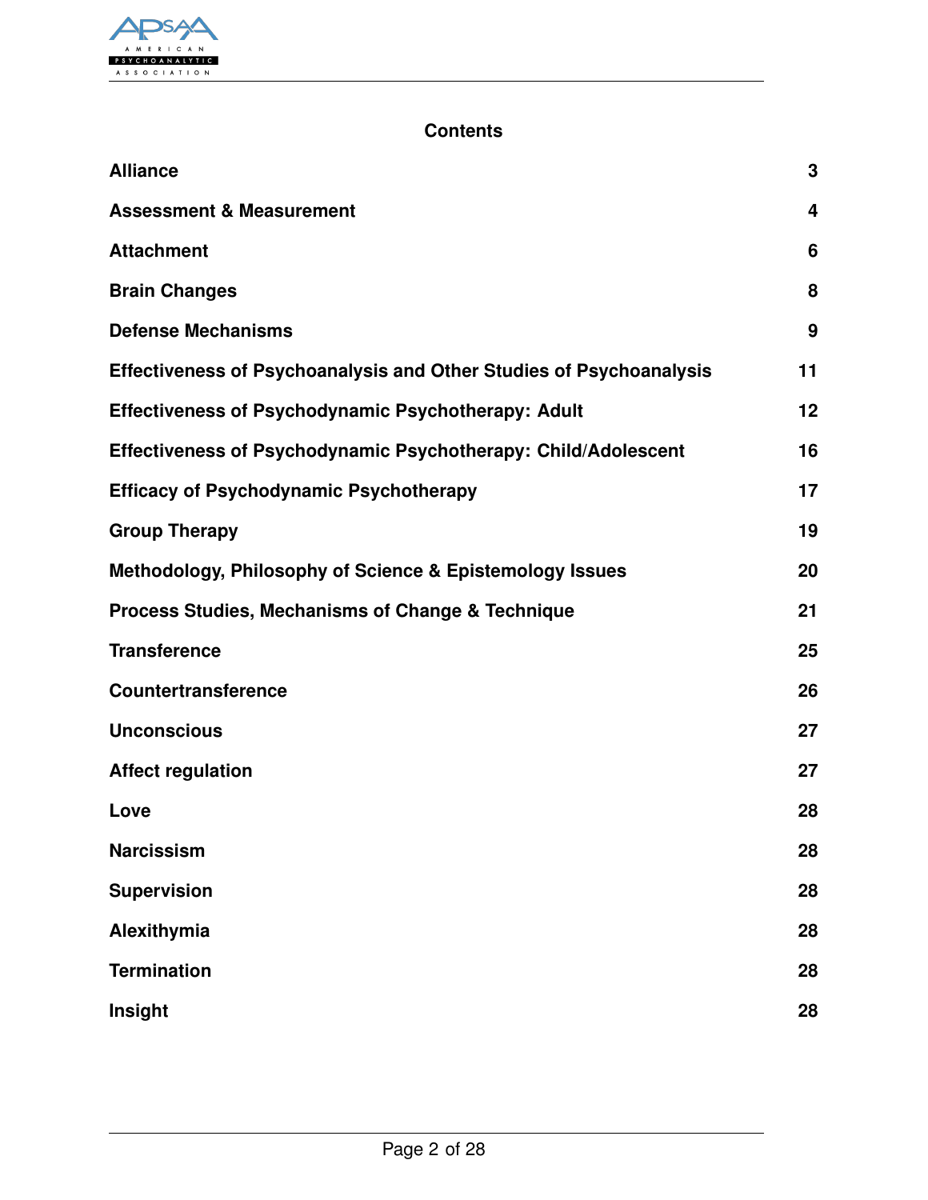## Contents

| | |
|---|---|
| **Alliance** | **3** |
| **Assessment & Measurement** | **4** |
| **Attachment** | **6** |
| **Brain Changes** | **8** |
| **Defense Mechanisms** | **9** |
| **Effectiveness of Psychoanalysis and Other Studies of Psychoanalysis** | **11** |
| **Effectiveness of Psychodynamic Psychotherapy: Adult** | **12** |
| **Effectiveness of Psychodynamic Psychotherapy: Child/Adolescent** | **16** |
| **Efficacy of Psychodynamic Psychotherapy** | **17** |
| **Group Therapy** | **19** |
| **Methodology, Philosophy of Science & Epistemology Issues** | **20** |
| **Process Studies, Mechanisms of Change & Technique** | **21** |
| **Transference** | **25** |
| **Countertransference** | **26** |
| **Unconscious** | **27** |
| **Affect regulation** | **27** |
| **Love** | **28** |
| **Narcissism** | **28** |
| **Supervision** | **28** |
| **Alexithymia** | **28** |
| **Termination** | **28** |
| **Insight** | **28** |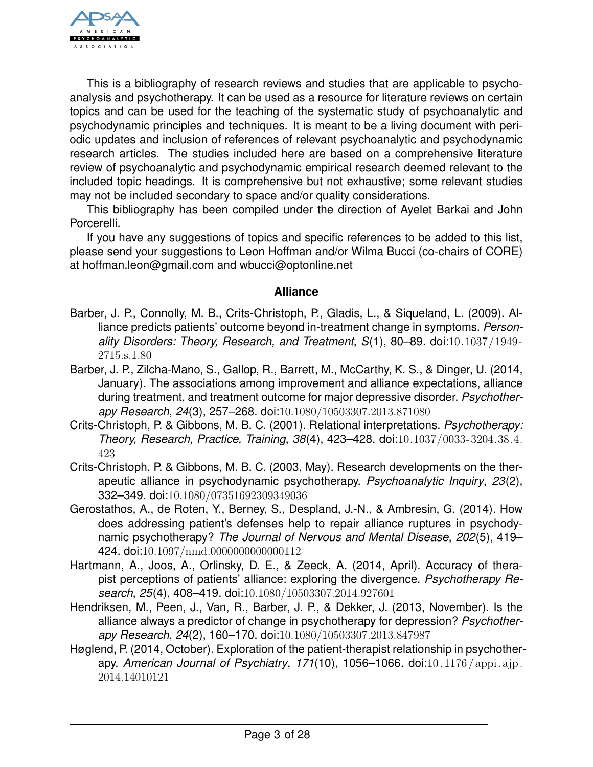This is a bibliography of research reviews and studies that are applicable to psychoanalysis and psychotherapy. It can be used as a resource for literature reviews on certain topics and can be used for the teaching of the systematic study of psychoanalytic and psychodynamic principles and techniques. It is meant to be a living document with periodic updates and inclusion of references of relevant psychoanalytic and psychodynamic research articles. The studies included here are based on a comprehensive literature review of psychoanalytic and psychodynamic empirical research deemed relevant to the included topic headings. It is comprehensive but not exhaustive; some relevant studies may not be included secondary to space and/or quality considerations.

This bibliography has been compiled under the direction of Ayelet Barkai and John Porcerelli.

If you have any suggestions of topics and specific references to be added to this list, please send your suggestions to Leon Hoffman and/or Wilma Bucci (co-chairs of CORE) at hoffman.leon@gmail.com and wbucci@optonline.net

## Alliance

Barber, J. P., Connolly, M. B., Crits-Christoph, P., Gladis, L., & Siqueland, L. (2009). Alliance predicts patients' outcome beyond in-treatment change in symptoms. *Personality Disorders: Theory, Research, and Treatment*, *S*(1), 80–89. doi:10.1037/1949-2715.s.1.80

Barber, J. P., Zilcha-Mano, S., Gallop, R., Barrett, M., McCarthy, K. S., & Dinger, U. (2014, January). The associations among improvement and alliance expectations, alliance during treatment, and treatment outcome for major depressive disorder. *Psychotherapy Research*, *24*(3), 257–268. doi:10.1080/10503307.2013.871080

Crits-Christoph, P. & Gibbons, M. B. C. (2001). Relational interpretations. *Psychotherapy: Theory, Research, Practice, Training*, *38*(4), 423–428. doi:10.1037/0033-3204.38.4.423

Crits-Christoph, P. & Gibbons, M. B. C. (2003, May). Research developments on the therapeutic alliance in psychodynamic psychotherapy. *Psychoanalytic Inquiry*, *23*(2), 332–349. doi:10.1080/07351692309349036

Gerostathos, A., de Roten, Y., Berney, S., Despland, J.-N., & Ambresin, G. (2014). How does addressing patient's defenses help to repair alliance ruptures in psychodynamic psychotherapy? *The Journal of Nervous and Mental Disease*, *202*(5), 419–424. doi:10.1097/nmd.0000000000000112

Hartmann, A., Joos, A., Orlinsky, D. E., & Zeeck, A. (2014, April). Accuracy of therapist perceptions of patients' alliance: exploring the divergence. *Psychotherapy Research*, *25*(4), 408–419. doi:10.1080/10503307.2014.927601

Hendriksen, M., Peen, J., Van, R., Barber, J. P., & Dekker, J. (2013, November). Is the alliance always a predictor of change in psychotherapy for depression? *Psychotherapy Research*, *24*(2), 160–170. doi:10.1080/10503307.2013.847987

Høglend, P. (2014, October). Exploration of the patient-therapist relationship in psychotherapy. *American Journal of Psychiatry*, *171*(10), 1056–1066. doi:10.1176/appi.ajp.2014.14010121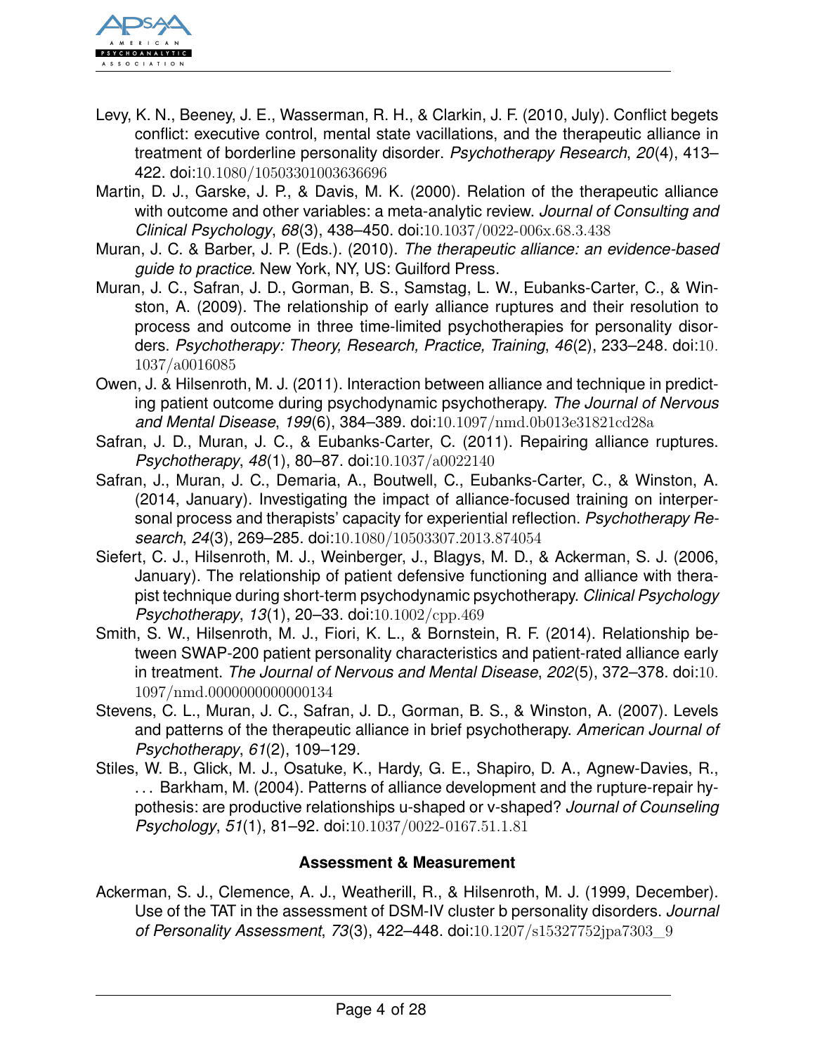Levy, K. N., Beeney, J. E., Wasserman, R. H., & Clarkin, J. F. (2010, July). Conflict begets conflict: executive control, mental state vacillations, and the therapeutic alliance in treatment of borderline personality disorder. *Psychotherapy Research*, *20*(4), 413–422. doi:10.1080/10503301003636696

Martin, D. J., Garske, J. P., & Davis, M. K. (2000). Relation of the therapeutic alliance with outcome and other variables: a meta-analytic review. *Journal of Consulting and Clinical Psychology*, *68*(3), 438–450. doi:10.1037/0022-006x.68.3.438

Muran, J. C. & Barber, J. P. (Eds.). (2010). *The therapeutic alliance: an evidence-based guide to practice.* New York, NY, US: Guilford Press.

Muran, J. C., Safran, J. D., Gorman, B. S., Samstag, L. W., Eubanks-Carter, C., & Winston, A. (2009). The relationship of early alliance ruptures and their resolution to process and outcome in three time-limited psychotherapies for personality disorders. *Psychotherapy: Theory, Research, Practice, Training*, *46*(2), 233–248. doi:10.1037/a0016085

Owen, J. & Hilsenroth, M. J. (2011). Interaction between alliance and technique in predicting patient outcome during psychodynamic psychotherapy. *The Journal of Nervous and Mental Disease*, *199*(6), 384–389. doi:10.1097/nmd.0b013e31821cd28a

Safran, J. D., Muran, J. C., & Eubanks-Carter, C. (2011). Repairing alliance ruptures. *Psychotherapy*, *48*(1), 80–87. doi:10.1037/a0022140

Safran, J., Muran, J. C., Demaria, A., Boutwell, C., Eubanks-Carter, C., & Winston, A. (2014, January). Investigating the impact of alliance-focused training on interpersonal process and therapists' capacity for experiential reflection. *Psychotherapy Research*, *24*(3), 269–285. doi:10.1080/10503307.2013.874054

Siefert, C. J., Hilsenroth, M. J., Weinberger, J., Blagys, M. D., & Ackerman, S. J. (2006, January). The relationship of patient defensive functioning and alliance with therapist technique during short-term psychodynamic psychotherapy. *Clinical Psychology Psychotherapy*, *13*(1), 20–33. doi:10.1002/cpp.469

Smith, S. W., Hilsenroth, M. J., Fiori, K. L., & Bornstein, R. F. (2014). Relationship between SWAP-200 patient personality characteristics and patient-rated alliance early in treatment. *The Journal of Nervous and Mental Disease*, *202*(5), 372–378. doi:10.1097/nmd.0000000000000134

Stevens, C. L., Muran, J. C., Safran, J. D., Gorman, B. S., & Winston, A. (2007). Levels and patterns of the therapeutic alliance in brief psychotherapy. *American Journal of Psychotherapy*, *61*(2), 109–129.

Stiles, W. B., Glick, M. J., Osatuke, K., Hardy, G. E., Shapiro, D. A., Agnew-Davies, R., ... Barkham, M. (2004). Patterns of alliance development and the rupture-repair hypothesis: are productive relationships u-shaped or v-shaped? *Journal of Counseling Psychology*, *51*(1), 81–92. doi:10.1037/0022-0167.51.1.81

## Assessment & Measurement

Ackerman, S. J., Clemence, A. J., Weatherill, R., & Hilsenroth, M. J. (1999, December). Use of the TAT in the assessment of DSM-IV cluster b personality disorders. *Journal of Personality Assessment*, *73*(3), 422–448. doi:10.1207/s15327752jpa7303_9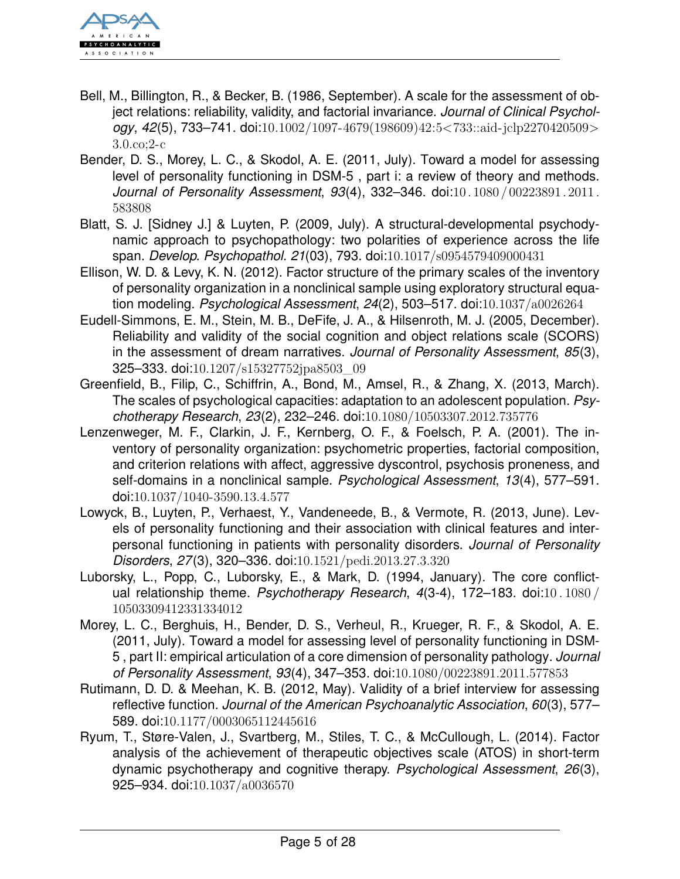Bell, M., Billington, R., & Becker, B. (1986, September). A scale for the assessment of object relations: reliability, validity, and factorial invariance. *Journal of Clinical Psychology*, *42*(5), 733–741. doi:10.1002/1097-4679(198609)42:5<733::aid-jclp2270420509>3.0.co;2-c

Bender, D. S., Morey, L. C., & Skodol, A. E. (2011, July). Toward a model for assessing level of personality functioning in DSM-5 , part i: a review of theory and methods. *Journal of Personality Assessment*, *93*(4), 332–346. doi:10.1080/00223891.2011.583808

Blatt, S. J. [Sidney J.] & Luyten, P. (2009, July). A structural-developmental psychodynamic approach to psychopathology: two polarities of experience across the life span. *Develop. Psychopathol.* *21*(03), 793. doi:10.1017/s0954579409000431

Ellison, W. D. & Levy, K. N. (2012). Factor structure of the primary scales of the inventory of personality organization in a nonclinical sample using exploratory structural equation modeling. *Psychological Assessment*, *24*(2), 503–517. doi:10.1037/a0026264

Eudell-Simmons, E. M., Stein, M. B., DeFife, J. A., & Hilsenroth, M. J. (2005, December). Reliability and validity of the social cognition and object relations scale (SCORS) in the assessment of dream narratives. *Journal of Personality Assessment*, *85*(3), 325–333. doi:10.1207/s15327752jpa8503_09

Greenfield, B., Filip, C., Schiffrin, A., Bond, M., Amsel, R., & Zhang, X. (2013, March). The scales of psychological capacities: adaptation to an adolescent population. *Psychotherapy Research*, *23*(2), 232–246. doi:10.1080/10503307.2012.735776

Lenzenweger, M. F., Clarkin, J. F., Kernberg, O. F., & Foelsch, P. A. (2001). The inventory of personality organization: psychometric properties, factorial composition, and criterion relations with affect, aggressive dyscontrol, psychosis proneness, and self-domains in a nonclinical sample. *Psychological Assessment*, *13*(4), 577–591. doi:10.1037/1040-3590.13.4.577

Lowyck, B., Luyten, P., Verhaest, Y., Vandeneede, B., & Vermote, R. (2013, June). Levels of personality functioning and their association with clinical features and interpersonal functioning in patients with personality disorders. *Journal of Personality Disorders*, *27*(3), 320–336. doi:10.1521/pedi.2013.27.3.320

Luborsky, L., Popp, C., Luborsky, E., & Mark, D. (1994, January). The core conflictual relationship theme. *Psychotherapy Research*, *4*(3-4), 172–183. doi:10.1080/10503309412331334012

Morey, L. C., Berghuis, H., Bender, D. S., Verheul, R., Krueger, R. F., & Skodol, A. E. (2011, July). Toward a model for assessing level of personality functioning in DSM-5 , part II: empirical articulation of a core dimension of personality pathology. *Journal of Personality Assessment*, *93*(4), 347–353. doi:10.1080/00223891.2011.577853

Rutimann, D. D. & Meehan, K. B. (2012, May). Validity of a brief interview for assessing reflective function. *Journal of the American Psychoanalytic Association*, *60*(3), 577–589. doi:10.1177/0003065112445616

Ryum, T., Støre-Valen, J., Svartberg, M., Stiles, T. C., & McCullough, L. (2014). Factor analysis of the achievement of therapeutic objectives scale (ATOS) in short-term dynamic psychotherapy and cognitive therapy. *Psychological Assessment*, *26*(3), 925–934. doi:10.1037/a0036570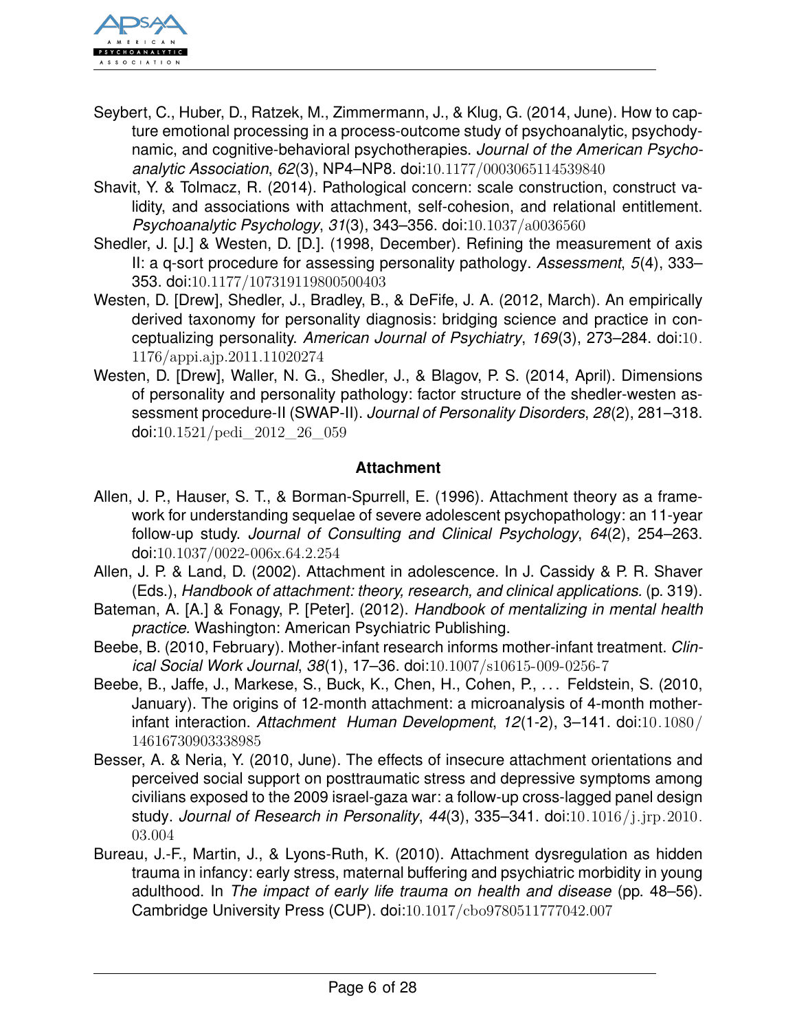Seybert, C., Huber, D., Ratzek, M., Zimmermann, J., & Klug, G. (2014, June). How to capture emotional processing in a process-outcome study of psychoanalytic, psychodynamic, and cognitive-behavioral psychotherapies. *Journal of the American Psychoanalytic Association*, *62*(3), NP4–NP8. doi:10.1177/0003065114539840

Shavit, Y. & Tolmacz, R. (2014). Pathological concern: scale construction, construct validity, and associations with attachment, self-cohesion, and relational entitlement. *Psychoanalytic Psychology*, *31*(3), 343–356. doi:10.1037/a0036560

Shedler, J. [J.] & Westen, D. [D.]. (1998, December). Refining the measurement of axis II: a q-sort procedure for assessing personality pathology. *Assessment*, *5*(4), 333–353. doi:10.1177/107319119800500403

Westen, D. [Drew], Shedler, J., Bradley, B., & DeFife, J. A. (2012, March). An empirically derived taxonomy for personality diagnosis: bridging science and practice in conceptualizing personality. *American Journal of Psychiatry*, *169*(3), 273–284. doi:10.1176/appi.ajp.2011.11020274

Westen, D. [Drew], Waller, N. G., Shedler, J., & Blagov, P. S. (2014, April). Dimensions of personality and personality pathology: factor structure of the shedler-westen assessment procedure-II (SWAP-II). *Journal of Personality Disorders*, *28*(2), 281–318. doi:10.1521/pedi_2012_26_059

## Attachment

Allen, J. P., Hauser, S. T., & Borman-Spurrell, E. (1996). Attachment theory as a framework for understanding sequelae of severe adolescent psychopathology: an 11-year follow-up study. *Journal of Consulting and Clinical Psychology*, *64*(2), 254–263. doi:10.1037/0022-006x.64.2.254

Allen, J. P. & Land, D. (2002). Attachment in adolescence. In J. Cassidy & P. R. Shaver (Eds.), *Handbook of attachment: theory, research, and clinical applications.* (p. 319).

Bateman, A. [A.] & Fonagy, P. [Peter]. (2012). *Handbook of mentalizing in mental health practice.* Washington: American Psychiatric Publishing.

Beebe, B. (2010, February). Mother-infant research informs mother-infant treatment. *Clinical Social Work Journal*, *38*(1), 17–36. doi:10.1007/s10615-009-0256-7

Beebe, B., Jaffe, J., Markese, S., Buck, K., Chen, H., Cohen, P., ... Feldstein, S. (2010, January). The origins of 12-month attachment: a microanalysis of 4-month mother-infant interaction. *Attachment  Human Development*, *12*(1-2), 3–141. doi:10.1080/14616730903338985

Besser, A. & Neria, Y. (2010, June). The effects of insecure attachment orientations and perceived social support on posttraumatic stress and depressive symptoms among civilians exposed to the 2009 israel-gaza war: a follow-up cross-lagged panel design study. *Journal of Research in Personality*, *44*(3), 335–341. doi:10.1016/j.jrp.2010.03.004

Bureau, J.-F., Martin, J., & Lyons-Ruth, K. (2010). Attachment dysregulation as hidden trauma in infancy: early stress, maternal buffering and psychiatric morbidity in young adulthood. In *The impact of early life trauma on health and disease* (pp. 48–56). Cambridge University Press (CUP). doi:10.1017/cbo9780511777042.007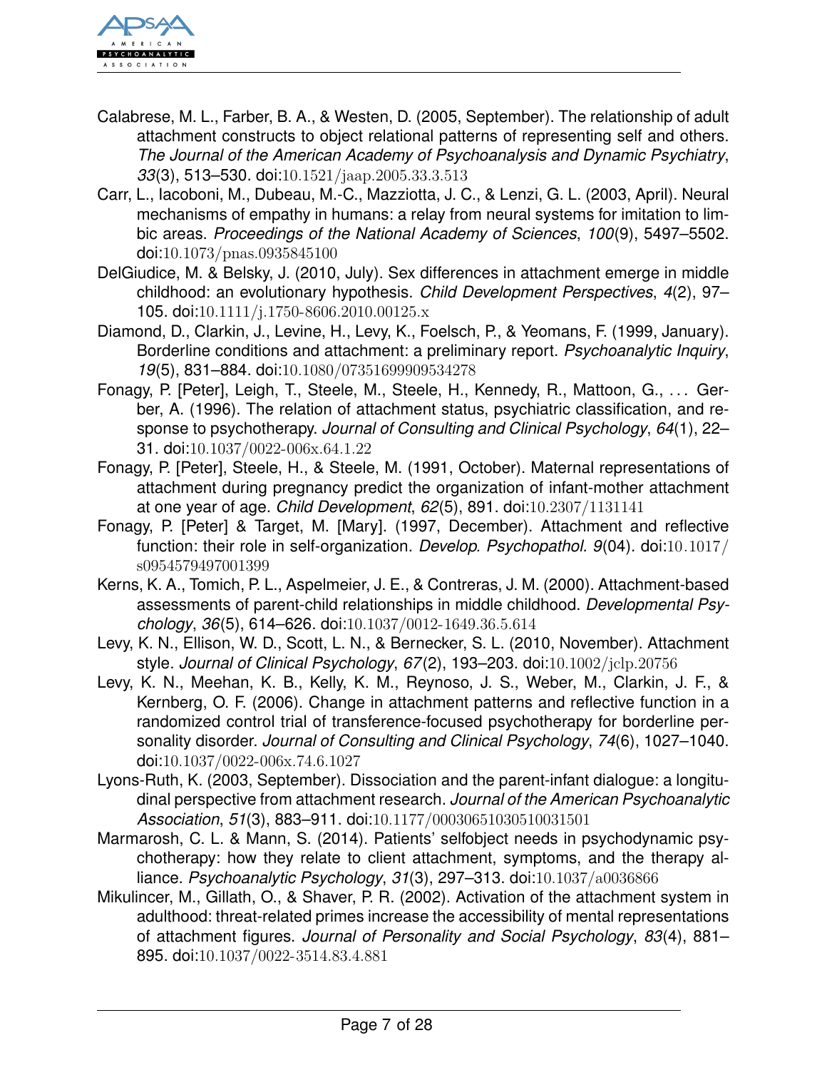Calabrese, M. L., Farber, B. A., & Westen, D. (2005, September). The relationship of adult attachment constructs to object relational patterns of representing self and others. *The Journal of the American Academy of Psychoanalysis and Dynamic Psychiatry*, *33*(3), 513–530. doi:10.1521/jaap.2005.33.3.513

Carr, L., Iacoboni, M., Dubeau, M.-C., Mazziotta, J. C., & Lenzi, G. L. (2003, April). Neural mechanisms of empathy in humans: a relay from neural systems for imitation to limbic areas. *Proceedings of the National Academy of Sciences*, *100*(9), 5497–5502. doi:10.1073/pnas.0935845100

DelGiudice, M. & Belsky, J. (2010, July). Sex differences in attachment emerge in middle childhood: an evolutionary hypothesis. *Child Development Perspectives*, *4*(2), 97–105. doi:10.1111/j.1750-8606.2010.00125.x

Diamond, D., Clarkin, J., Levine, H., Levy, K., Foelsch, P., & Yeomans, F. (1999, January). Borderline conditions and attachment: a preliminary report. *Psychoanalytic Inquiry*, *19*(5), 831–884. doi:10.1080/07351699909534278

Fonagy, P. [Peter], Leigh, T., Steele, M., Steele, H., Kennedy, R., Mattoon, G., ... Gerber, A. (1996). The relation of attachment status, psychiatric classification, and response to psychotherapy. *Journal of Consulting and Clinical Psychology*, *64*(1), 22–31. doi:10.1037/0022-006x.64.1.22

Fonagy, P. [Peter], Steele, H., & Steele, M. (1991, October). Maternal representations of attachment during pregnancy predict the organization of infant-mother attachment at one year of age. *Child Development*, *62*(5), 891. doi:10.2307/1131141

Fonagy, P. [Peter] & Target, M. [Mary]. (1997, December). Attachment and reflective function: their role in self-organization. *Develop. Psychopathol.* *9*(04). doi:10.1017/s0954579497001399

Kerns, K. A., Tomich, P. L., Aspelmeier, J. E., & Contreras, J. M. (2000). Attachment-based assessments of parent-child relationships in middle childhood. *Developmental Psychology*, *36*(5), 614–626. doi:10.1037/0012-1649.36.5.614

Levy, K. N., Ellison, W. D., Scott, L. N., & Bernecker, S. L. (2010, November). Attachment style. *Journal of Clinical Psychology*, *67*(2), 193–203. doi:10.1002/jclp.20756

Levy, K. N., Meehan, K. B., Kelly, K. M., Reynoso, J. S., Weber, M., Clarkin, J. F., & Kernberg, O. F. (2006). Change in attachment patterns and reflective function in a randomized control trial of transference-focused psychotherapy for borderline personality disorder. *Journal of Consulting and Clinical Psychology*, *74*(6), 1027–1040. doi:10.1037/0022-006x.74.6.1027

Lyons-Ruth, K. (2003, September). Dissociation and the parent-infant dialogue: a longitudinal perspective from attachment research. *Journal of the American Psychoanalytic Association*, *51*(3), 883–911. doi:10.1177/00030651030510031501

Marmarosh, C. L. & Mann, S. (2014). Patients' selfobject needs in psychodynamic psychotherapy: how they relate to client attachment, symptoms, and the therapy alliance. *Psychoanalytic Psychology*, *31*(3), 297–313. doi:10.1037/a0036866

Mikulincer, M., Gillath, O., & Shaver, P. R. (2002). Activation of the attachment system in adulthood: threat-related primes increase the accessibility of mental representations of attachment figures. *Journal of Personality and Social Psychology*, *83*(4), 881–895. doi:10.1037/0022-3514.83.4.881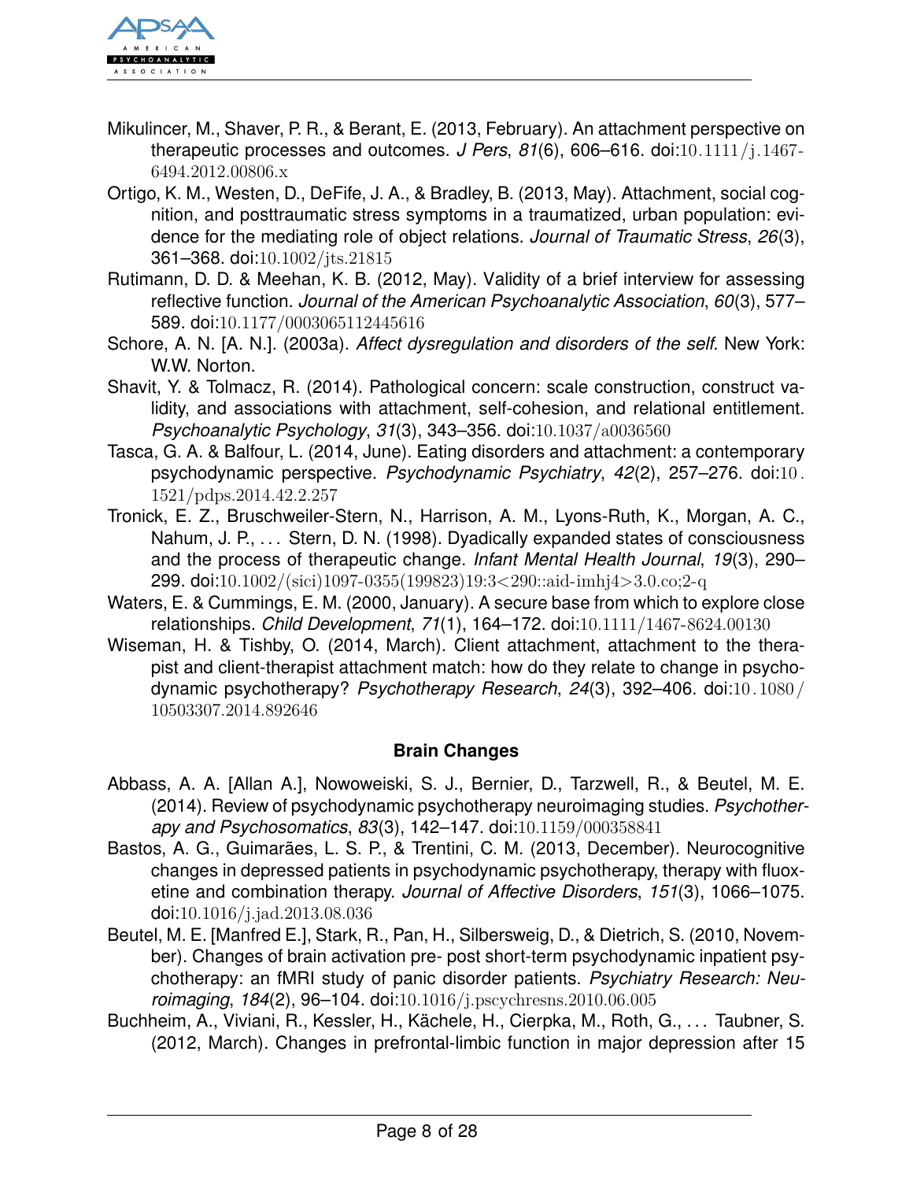Mikulincer, M., Shaver, P. R., & Berant, E. (2013, February). An attachment perspective on therapeutic processes and outcomes. *J Pers*, *81*(6), 606–616. doi:10.1111/j.1467-6494.2012.00806.x

Ortigo, K. M., Westen, D., DeFife, J. A., & Bradley, B. (2013, May). Attachment, social cognition, and posttraumatic stress symptoms in a traumatized, urban population: evidence for the mediating role of object relations. *Journal of Traumatic Stress*, *26*(3), 361–368. doi:10.1002/jts.21815

Rutimann, D. D. & Meehan, K. B. (2012, May). Validity of a brief interview for assessing reflective function. *Journal of the American Psychoanalytic Association*, *60*(3), 577–589. doi:10.1177/0003065112445616

Schore, A. N. [A. N.]. (2003a). *Affect dysregulation and disorders of the self.* New York: W.W. Norton.

Shavit, Y. & Tolmacz, R. (2014). Pathological concern: scale construction, construct validity, and associations with attachment, self-cohesion, and relational entitlement. *Psychoanalytic Psychology*, *31*(3), 343–356. doi:10.1037/a0036560

Tasca, G. A. & Balfour, L. (2014, June). Eating disorders and attachment: a contemporary psychodynamic perspective. *Psychodynamic Psychiatry*, *42*(2), 257–276. doi:10.1521/pdps.2014.42.2.257

Tronick, E. Z., Bruschweiler-Stern, N., Harrison, A. M., Lyons-Ruth, K., Morgan, A. C., Nahum, J. P., . . . Stern, D. N. (1998). Dyadically expanded states of consciousness and the process of therapeutic change. *Infant Mental Health Journal*, *19*(3), 290–299. doi:10.1002/(sici)1097-0355(199823)19:3<290::aid-imhj4>3.0.co;2-q

Waters, E. & Cummings, E. M. (2000, January). A secure base from which to explore close relationships. *Child Development*, *71*(1), 164–172. doi:10.1111/1467-8624.00130

Wiseman, H. & Tishby, O. (2014, March). Client attachment, attachment to the therapist and client-therapist attachment match: how do they relate to change in psychodynamic psychotherapy? *Psychotherapy Research*, *24*(3), 392–406. doi:10.1080/10503307.2014.892646

## Brain Changes

Abbass, A. A. [Allan A.], Nowoweiski, S. J., Bernier, D., Tarzwell, R., & Beutel, M. E. (2014). Review of psychodynamic psychotherapy neuroimaging studies. *Psychotherapy and Psychosomatics*, *83*(3), 142–147. doi:10.1159/000358841

Bastos, A. G., Guimarães, L. S. P., & Trentini, C. M. (2013, December). Neurocognitive changes in depressed patients in psychodynamic psychotherapy, therapy with fluoxetine and combination therapy. *Journal of Affective Disorders*, *151*(3), 1066–1075. doi:10.1016/j.jad.2013.08.036

Beutel, M. E. [Manfred E.], Stark, R., Pan, H., Silbersweig, D., & Dietrich, S. (2010, November). Changes of brain activation pre- post short-term psychodynamic inpatient psychotherapy: an fMRI study of panic disorder patients. *Psychiatry Research: Neuroimaging*, *184*(2), 96–104. doi:10.1016/j.pscychresns.2010.06.005

Buchheim, A., Viviani, R., Kessler, H., Kächele, H., Cierpka, M., Roth, G., . . . Taubner, S. (2012, March). Changes in prefrontal-limbic function in major depression after 15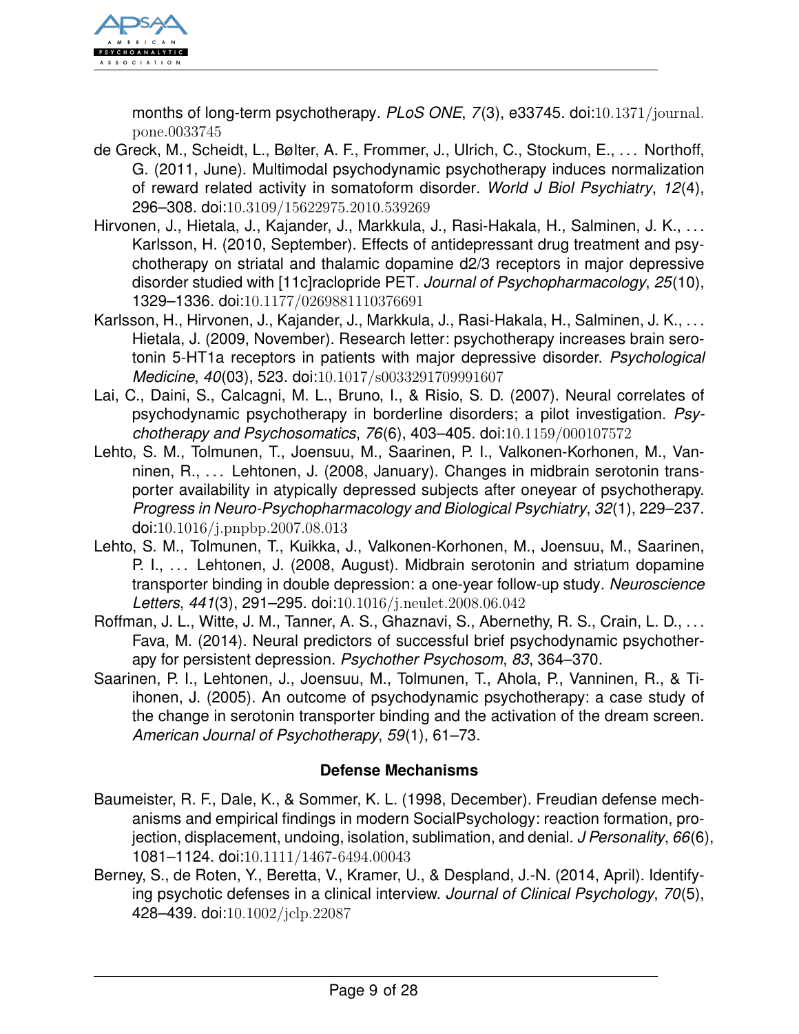months of long-term psychotherapy. *PLoS ONE*, *7*(3), e33745. doi:10.1371/journal.pone.0033745

de Greck, M., Scheidt, L., Bølter, A. F., Frommer, J., Ulrich, C., Stockum, E., . . . Northoff, G. (2011, June). Multimodal psychodynamic psychotherapy induces normalization of reward related activity in somatoform disorder. *World J Biol Psychiatry*, *12*(4), 296–308. doi:10.3109/15622975.2010.539269

Hirvonen, J., Hietala, J., Kajander, J., Markkula, J., Rasi-Hakala, H., Salminen, J. K., . . . Karlsson, H. (2010, September). Effects of antidepressant drug treatment and psychotherapy on striatal and thalamic dopamine d2/3 receptors in major depressive disorder studied with [11c]raclopride PET. *Journal of Psychopharmacology*, *25*(10), 1329–1336. doi:10.1177/0269881110376691

Karlsson, H., Hirvonen, J., Kajander, J., Markkula, J., Rasi-Hakala, H., Salminen, J. K., . . . Hietala, J. (2009, November). Research letter: psychotherapy increases brain serotonin 5-HT1a receptors in patients with major depressive disorder. *Psychological Medicine*, *40*(03), 523. doi:10.1017/s0033291709991607

Lai, C., Daini, S., Calcagni, M. L., Bruno, I., & Risio, S. D. (2007). Neural correlates of psychodynamic psychotherapy in borderline disorders; a pilot investigation. *Psychotherapy and Psychosomatics*, *76*(6), 403–405. doi:10.1159/000107572

Lehto, S. M., Tolmunen, T., Joensuu, M., Saarinen, P. I., Valkonen-Korhonen, M., Vanninen, R., . . . Lehtonen, J. (2008, January). Changes in midbrain serotonin transporter availability in atypically depressed subjects after oneyear of psychotherapy. *Progress in Neuro-Psychopharmacology and Biological Psychiatry*, *32*(1), 229–237. doi:10.1016/j.pnpbp.2007.08.013

Lehto, S. M., Tolmunen, T., Kuikka, J., Valkonen-Korhonen, M., Joensuu, M., Saarinen, P. I., . . . Lehtonen, J. (2008, August). Midbrain serotonin and striatum dopamine transporter binding in double depression: a one-year follow-up study. *Neuroscience Letters*, *441*(3), 291–295. doi:10.1016/j.neulet.2008.06.042

Roffman, J. L., Witte, J. M., Tanner, A. S., Ghaznavi, S., Abernethy, R. S., Crain, L. D., . . . Fava, M. (2014). Neural predictors of successful brief psychodynamic psychotherapy for persistent depression. *Psychother Psychosom*, *83*, 364–370.

Saarinen, P. I., Lehtonen, J., Joensuu, M., Tolmunen, T., Ahola, P., Vanninen, R., & Tiihonen, J. (2005). An outcome of psychodynamic psychotherapy: a case study of the change in serotonin transporter binding and the activation of the dream screen. *American Journal of Psychotherapy*, *59*(1), 61–73.

### Defense Mechanisms

Baumeister, R. F., Dale, K., & Sommer, K. L. (1998, December). Freudian defense mechanisms and empirical findings in modern SocialPsychology: reaction formation, projection, displacement, undoing, isolation, sublimation, and denial. *J Personality*, *66*(6), 1081–1124. doi:10.1111/1467-6494.00043

Berney, S., de Roten, Y., Beretta, V., Kramer, U., & Despland, J.-N. (2014, April). Identifying psychotic defenses in a clinical interview. *Journal of Clinical Psychology*, *70*(5), 428–439. doi:10.1002/jclp.22087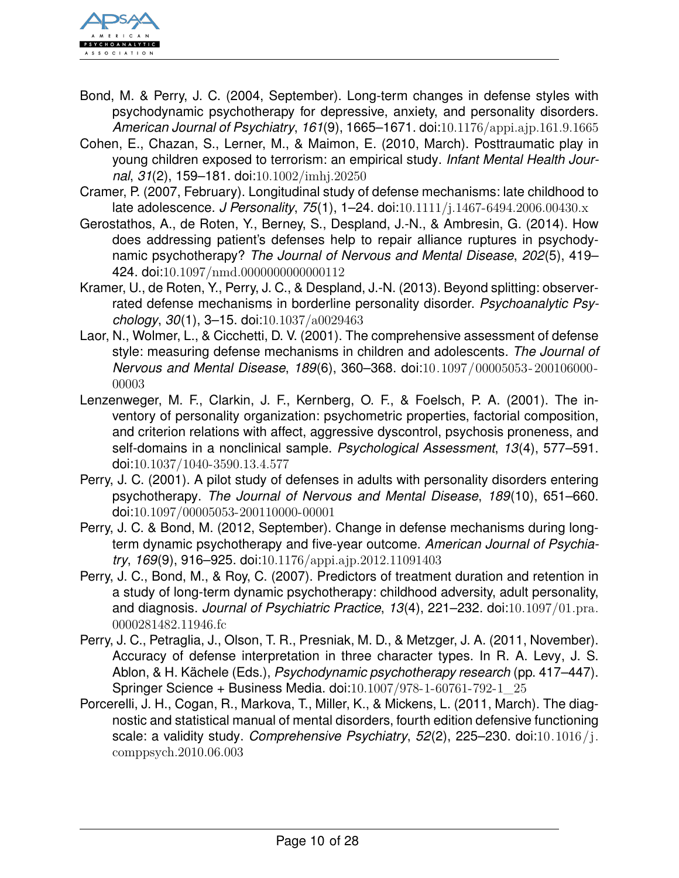Bond, M. & Perry, J. C. (2004, September). Long-term changes in defense styles with psychodynamic psychotherapy for depressive, anxiety, and personality disorders. *American Journal of Psychiatry*, *161*(9), 1665–1671. doi:10.1176/appi.ajp.161.9.1665

Cohen, E., Chazan, S., Lerner, M., & Maimon, E. (2010, March). Posttraumatic play in young children exposed to terrorism: an empirical study. *Infant Mental Health Journal*, *31*(2), 159–181. doi:10.1002/imhj.20250

Cramer, P. (2007, February). Longitudinal study of defense mechanisms: late childhood to late adolescence. *J Personality*, *75*(1), 1–24. doi:10.1111/j.1467-6494.2006.00430.x

Gerostathos, A., de Roten, Y., Berney, S., Despland, J.-N., & Ambresin, G. (2014). How does addressing patient's defenses help to repair alliance ruptures in psychodynamic psychotherapy? *The Journal of Nervous and Mental Disease*, *202*(5), 419–424. doi:10.1097/nmd.0000000000000112

Kramer, U., de Roten, Y., Perry, J. C., & Despland, J.-N. (2013). Beyond splitting: observer-rated defense mechanisms in borderline personality disorder. *Psychoanalytic Psychology*, *30*(1), 3–15. doi:10.1037/a0029463

Laor, N., Wolmer, L., & Cicchetti, D. V. (2001). The comprehensive assessment of defense style: measuring defense mechanisms in children and adolescents. *The Journal of Nervous and Mental Disease*, *189*(6), 360–368. doi:10.1097/00005053-200106000-00003

Lenzenweger, M. F., Clarkin, J. F., Kernberg, O. F., & Foelsch, P. A. (2001). The inventory of personality organization: psychometric properties, factorial composition, and criterion relations with affect, aggressive dyscontrol, psychosis proneness, and self-domains in a nonclinical sample. *Psychological Assessment*, *13*(4), 577–591. doi:10.1037/1040-3590.13.4.577

Perry, J. C. (2001). A pilot study of defenses in adults with personality disorders entering psychotherapy. *The Journal of Nervous and Mental Disease*, *189*(10), 651–660. doi:10.1097/00005053-200110000-00001

Perry, J. C. & Bond, M. (2012, September). Change in defense mechanisms during long-term dynamic psychotherapy and five-year outcome. *American Journal of Psychiatry*, *169*(9), 916–925. doi:10.1176/appi.ajp.2012.11091403

Perry, J. C., Bond, M., & Roy, C. (2007). Predictors of treatment duration and retention in a study of long-term dynamic psychotherapy: childhood adversity, adult personality, and diagnosis. *Journal of Psychiatric Practice*, *13*(4), 221–232. doi:10.1097/01.pra.0000281482.11946.fc

Perry, J. C., Petraglia, J., Olson, T. R., Presniak, M. D., & Metzger, J. A. (2011, November). Accuracy of defense interpretation in three character types. In R. A. Levy, J. S. Ablon, & H. Kächele (Eds.), *Psychodynamic psychotherapy research* (pp. 417–447). Springer Science + Business Media. doi:10.1007/978-1-60761-792-1_25

Porcerelli, J. H., Cogan, R., Markova, T., Miller, K., & Mickens, L. (2011, March). The diagnostic and statistical manual of mental disorders, fourth edition defensive functioning scale: a validity study. *Comprehensive Psychiatry*, *52*(2), 225–230. doi:10.1016/j.comppsych.2010.06.003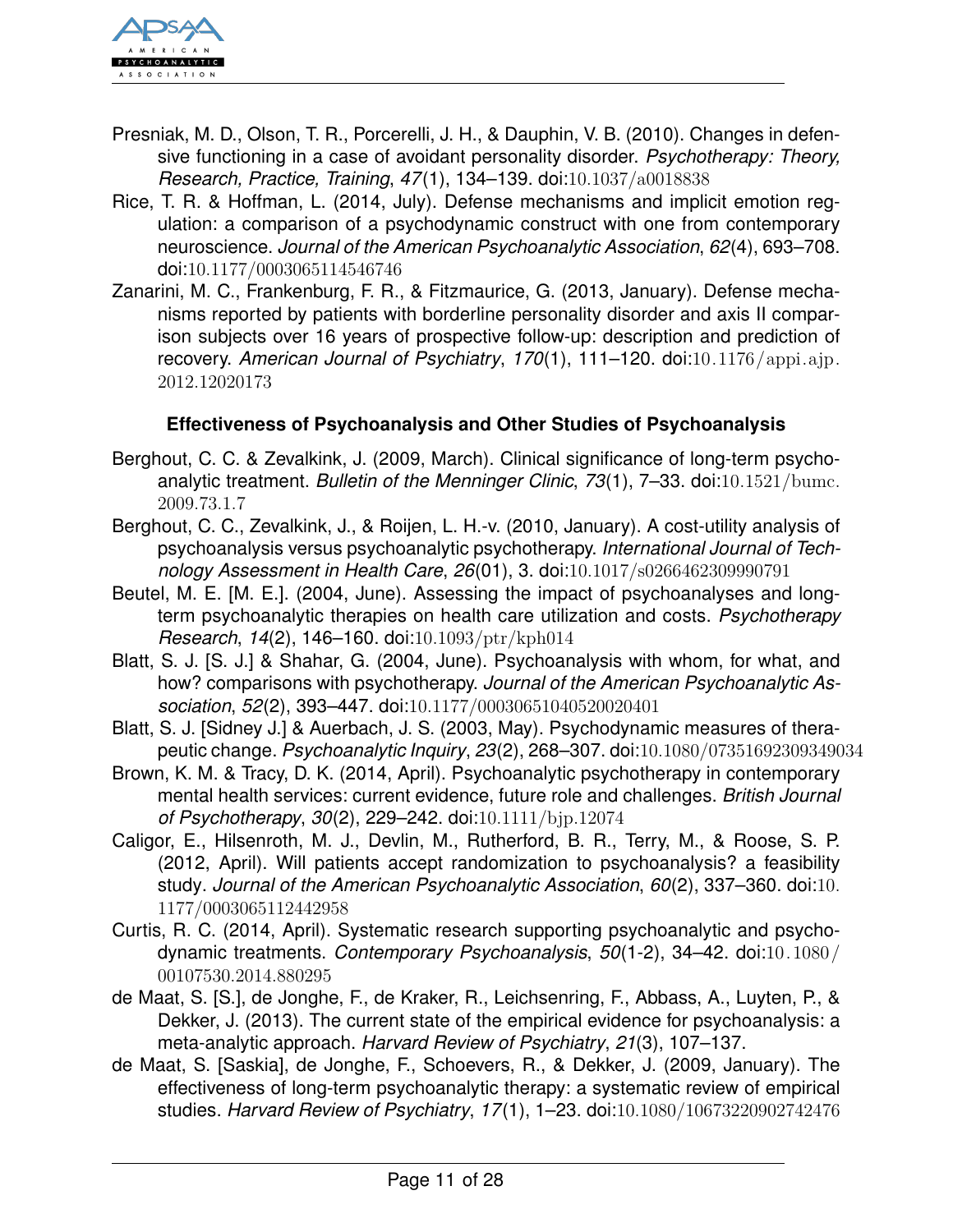Presniak, M. D., Olson, T. R., Porcerelli, J. H., & Dauphin, V. B. (2010). Changes in defensive functioning in a case of avoidant personality disorder. *Psychotherapy: Theory, Research, Practice, Training*, *47*(1), 134–139. doi:10.1037/a0018838

Rice, T. R. & Hoffman, L. (2014, July). Defense mechanisms and implicit emotion regulation: a comparison of a psychodynamic construct with one from contemporary neuroscience. *Journal of the American Psychoanalytic Association*, *62*(4), 693–708. doi:10.1177/0003065114546746

Zanarini, M. C., Frankenburg, F. R., & Fitzmaurice, G. (2013, January). Defense mechanisms reported by patients with borderline personality disorder and axis II comparison subjects over 16 years of prospective follow-up: description and prediction of recovery. *American Journal of Psychiatry*, *170*(1), 111–120. doi:10.1176/appi.ajp.2012.12020173

### Effectiveness of Psychoanalysis and Other Studies of Psychoanalysis

Berghout, C. C. & Zevalkink, J. (2009, March). Clinical significance of long-term psychoanalytic treatment. *Bulletin of the Menninger Clinic*, *73*(1), 7–33. doi:10.1521/bumc.2009.73.1.7

Berghout, C. C., Zevalkink, J., & Roijen, L. H.-v. (2010, January). A cost-utility analysis of psychoanalysis versus psychoanalytic psychotherapy. *International Journal of Technology Assessment in Health Care*, *26*(01), 3. doi:10.1017/s0266462309990791

Beutel, M. E. [M. E.]. (2004, June). Assessing the impact of psychoanalyses and long-term psychoanalytic therapies on health care utilization and costs. *Psychotherapy Research*, *14*(2), 146–160. doi:10.1093/ptr/kph014

Blatt, S. J. [S. J.] & Shahar, G. (2004, June). Psychoanalysis with whom, for what, and how? comparisons with psychotherapy. *Journal of the American Psychoanalytic Association*, *52*(2), 393–447. doi:10.1177/00030651040520020401

Blatt, S. J. [Sidney J.] & Auerbach, J. S. (2003, May). Psychodynamic measures of therapeutic change. *Psychoanalytic Inquiry*, *23*(2), 268–307. doi:10.1080/07351692309349034

Brown, K. M. & Tracy, D. K. (2014, April). Psychoanalytic psychotherapy in contemporary mental health services: current evidence, future role and challenges. *British Journal of Psychotherapy*, *30*(2), 229–242. doi:10.1111/bjp.12074

Caligor, E., Hilsenroth, M. J., Devlin, M., Rutherford, B. R., Terry, M., & Roose, S. P. (2012, April). Will patients accept randomization to psychoanalysis? a feasibility study. *Journal of the American Psychoanalytic Association*, *60*(2), 337–360. doi:10.1177/0003065112442958

Curtis, R. C. (2014, April). Systematic research supporting psychoanalytic and psychodynamic treatments. *Contemporary Psychoanalysis*, *50*(1-2), 34–42. doi:10.1080/00107530.2014.880295

de Maat, S. [S.], de Jonghe, F., de Kraker, R., Leichsenring, F., Abbass, A., Luyten, P., & Dekker, J. (2013). The current state of the empirical evidence for psychoanalysis: a meta-analytic approach. *Harvard Review of Psychiatry*, *21*(3), 107–137.

de Maat, S. [Saskia], de Jonghe, F., Schoevers, R., & Dekker, J. (2009, January). The effectiveness of long-term psychoanalytic therapy: a systematic review of empirical studies. *Harvard Review of Psychiatry*, *17*(1), 1–23. doi:10.1080/10673220902742476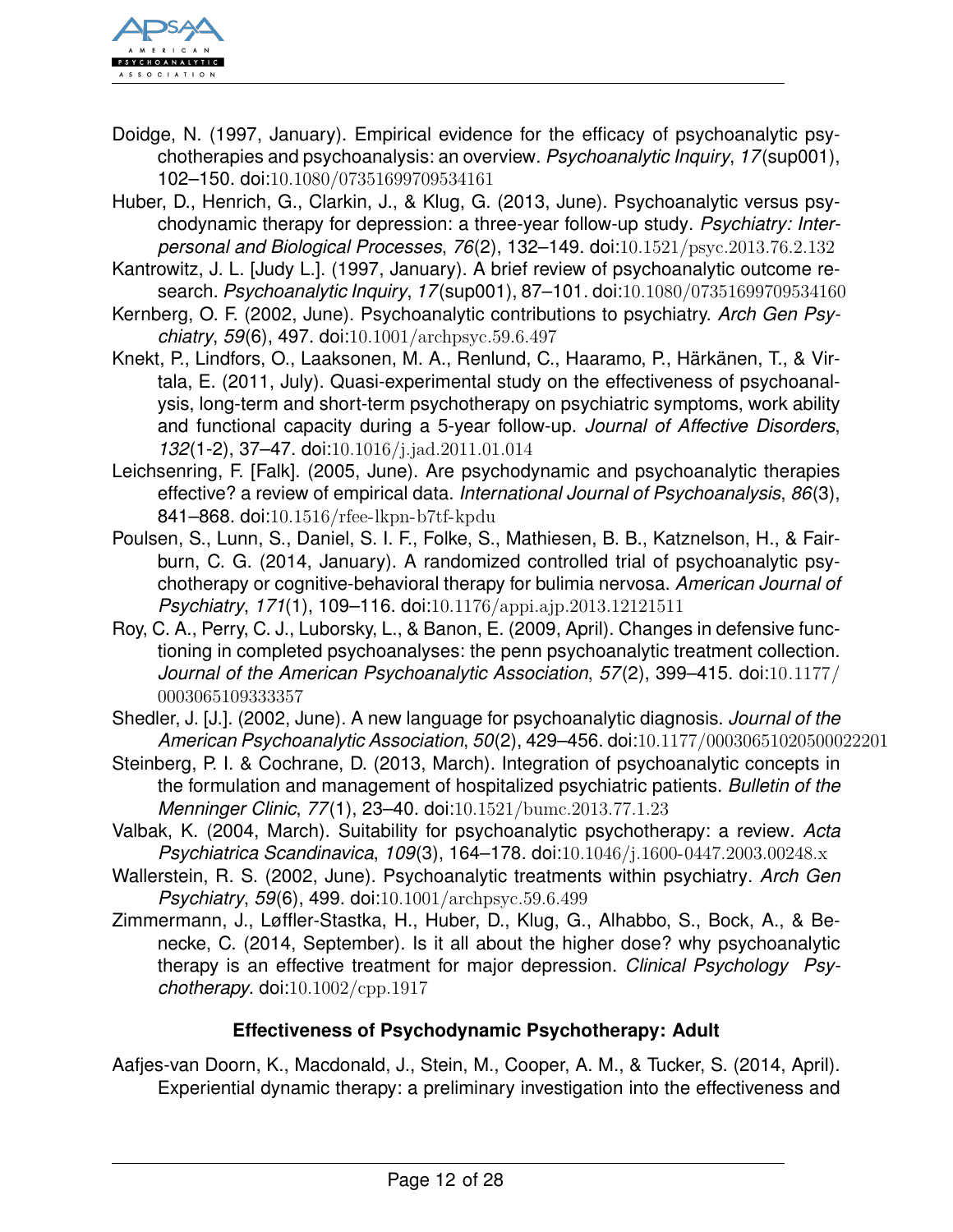Doidge, N. (1997, January). Empirical evidence for the efficacy of psychoanalytic psychotherapies and psychoanalysis: an overview. *Psychoanalytic Inquiry*, *17*(sup001), 102–150. doi:10.1080/07351699709534161

Huber, D., Henrich, G., Clarkin, J., & Klug, G. (2013, June). Psychoanalytic versus psychodynamic therapy for depression: a three-year follow-up study. *Psychiatry: Interpersonal and Biological Processes*, *76*(2), 132–149. doi:10.1521/psyc.2013.76.2.132

Kantrowitz, J. L. [Judy L.]. (1997, January). A brief review of psychoanalytic outcome research. *Psychoanalytic Inquiry*, *17*(sup001), 87–101. doi:10.1080/07351699709534160

Kernberg, O. F. (2002, June). Psychoanalytic contributions to psychiatry. *Arch Gen Psychiatry*, *59*(6), 497. doi:10.1001/archpsyc.59.6.497

Knekt, P., Lindfors, O., Laaksonen, M. A., Renlund, C., Haaramo, P., Härkänen, T., & Virtala, E. (2011, July). Quasi-experimental study on the effectiveness of psychoanalysis, long-term and short-term psychotherapy on psychiatric symptoms, work ability and functional capacity during a 5-year follow-up. *Journal of Affective Disorders*, *132*(1-2), 37–47. doi:10.1016/j.jad.2011.01.014

Leichsenring, F. [Falk]. (2005, June). Are psychodynamic and psychoanalytic therapies effective? a review of empirical data. *International Journal of Psychoanalysis*, *86*(3), 841–868. doi:10.1516/rfee-lkpn-b7tf-kpdu

Poulsen, S., Lunn, S., Daniel, S. I. F., Folke, S., Mathiesen, B. B., Katznelson, H., & Fairburn, C. G. (2014, January). A randomized controlled trial of psychoanalytic psychotherapy or cognitive-behavioral therapy for bulimia nervosa. *American Journal of Psychiatry*, *171*(1), 109–116. doi:10.1176/appi.ajp.2013.12121511

Roy, C. A., Perry, C. J., Luborsky, L., & Banon, E. (2009, April). Changes in defensive functioning in completed psychoanalyses: the penn psychoanalytic treatment collection. *Journal of the American Psychoanalytic Association*, *57*(2), 399–415. doi:10.1177/0003065109333357

Shedler, J. [J.]. (2002, June). A new language for psychoanalytic diagnosis. *Journal of the American Psychoanalytic Association*, *50*(2), 429–456. doi:10.1177/00030651020500022201

Steinberg, P. I. & Cochrane, D. (2013, March). Integration of psychoanalytic concepts in the formulation and management of hospitalized psychiatric patients. *Bulletin of the Menninger Clinic*, *77*(1), 23–40. doi:10.1521/bumc.2013.77.1.23

Valbak, K. (2004, March). Suitability for psychoanalytic psychotherapy: a review. *Acta Psychiatrica Scandinavica*, *109*(3), 164–178. doi:10.1046/j.1600-0447.2003.00248.x

Wallerstein, R. S. (2002, June). Psychoanalytic treatments within psychiatry. *Arch Gen Psychiatry*, *59*(6), 499. doi:10.1001/archpsyc.59.6.499

Zimmermann, J., Løffler-Stastka, H., Huber, D., Klug, G., Alhabbo, S., Bock, A., & Benecke, C. (2014, September). Is it all about the higher dose? why psychoanalytic therapy is an effective treatment for major depression. *Clinical Psychology Psychotherapy*. doi:10.1002/cpp.1917

### Effectiveness of Psychodynamic Psychotherapy: Adult

Aafjes-van Doorn, K., Macdonald, J., Stein, M., Cooper, A. M., & Tucker, S. (2014, April). Experiential dynamic therapy: a preliminary investigation into the effectiveness and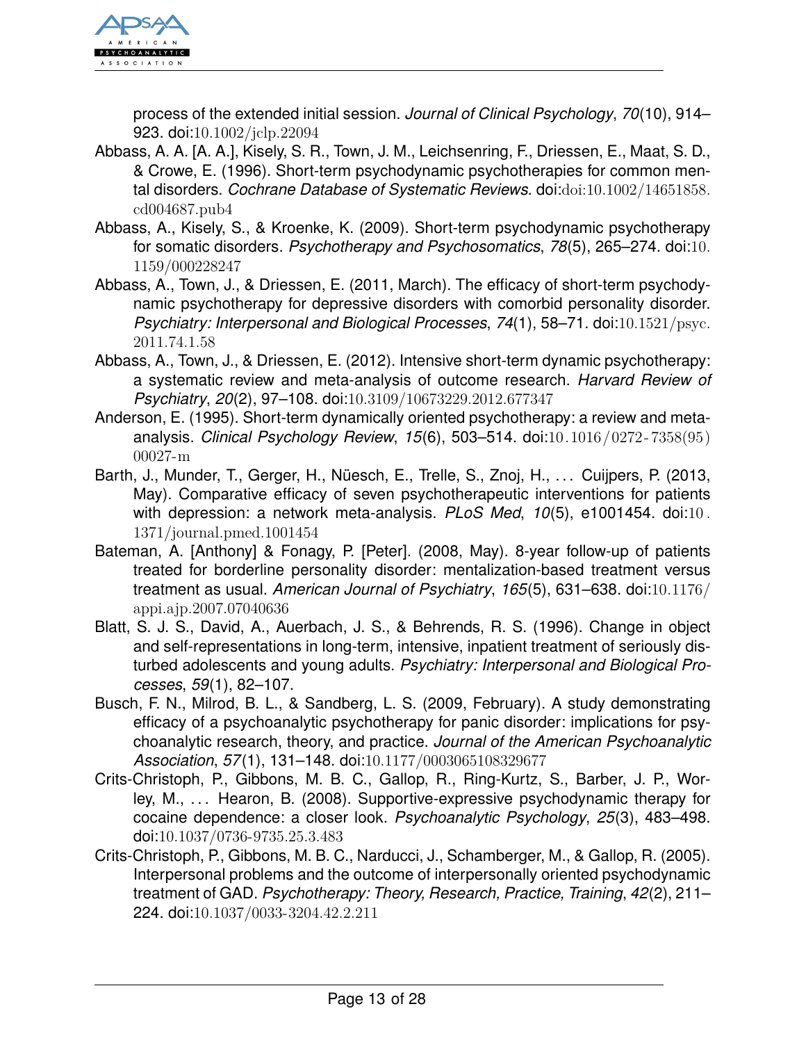process of the extended initial session. *Journal of Clinical Psychology*, *70*(10), 914–923. doi:10.1002/jclp.22094

Abbass, A. A. [A. A.], Kisely, S. R., Town, J. M., Leichsenring, F., Driessen, E., Maat, S. D., & Crowe, E. (1996). Short-term psychodynamic psychotherapies for common mental disorders. *Cochrane Database of Systematic Reviews*. doi:doi:10.1002/14651858.cd004687.pub4

Abbass, A., Kisely, S., & Kroenke, K. (2009). Short-term psychodynamic psychotherapy for somatic disorders. *Psychotherapy and Psychosomatics*, *78*(5), 265–274. doi:10.1159/000228247

Abbass, A., Town, J., & Driessen, E. (2011, March). The efficacy of short-term psychodynamic psychotherapy for depressive disorders with comorbid personality disorder. *Psychiatry: Interpersonal and Biological Processes*, *74*(1), 58–71. doi:10.1521/psyc.2011.74.1.58

Abbass, A., Town, J., & Driessen, E. (2012). Intensive short-term dynamic psychotherapy: a systematic review and meta-analysis of outcome research. *Harvard Review of Psychiatry*, *20*(2), 97–108. doi:10.3109/10673229.2012.677347

Anderson, E. (1995). Short-term dynamically oriented psychotherapy: a review and meta-analysis. *Clinical Psychology Review*, *15*(6), 503–514. doi:10.1016/0272-7358(95)00027-m

Barth, J., Munder, T., Gerger, H., Nüesch, E., Trelle, S., Znoj, H., . . . Cuijpers, P. (2013, May). Comparative efficacy of seven psychotherapeutic interventions for patients with depression: a network meta-analysis. *PLoS Med*, *10*(5), e1001454. doi:10.1371/journal.pmed.1001454

Bateman, A. [Anthony] & Fonagy, P. [Peter]. (2008, May). 8-year follow-up of patients treated for borderline personality disorder: mentalization-based treatment versus treatment as usual. *American Journal of Psychiatry*, *165*(5), 631–638. doi:10.1176/appi.ajp.2007.07040636

Blatt, S. J. S., David, A., Auerbach, J. S., & Behrends, R. S. (1996). Change in object and self-representations in long-term, intensive, inpatient treatment of seriously disturbed adolescents and young adults. *Psychiatry: Interpersonal and Biological Processes*, *59*(1), 82–107.

Busch, F. N., Milrod, B. L., & Sandberg, L. S. (2009, February). A study demonstrating efficacy of a psychoanalytic psychotherapy for panic disorder: implications for psychoanalytic research, theory, and practice. *Journal of the American Psychoanalytic Association*, *57*(1), 131–148. doi:10.1177/0003065108329677

Crits-Christoph, P., Gibbons, M. B. C., Gallop, R., Ring-Kurtz, S., Barber, J. P., Worley, M., . . . Hearon, B. (2008). Supportive-expressive psychodynamic therapy for cocaine dependence: a closer look. *Psychoanalytic Psychology*, *25*(3), 483–498. doi:10.1037/0736-9735.25.3.483

Crits-Christoph, P., Gibbons, M. B. C., Narducci, J., Schamberger, M., & Gallop, R. (2005). Interpersonal problems and the outcome of interpersonally oriented psychodynamic treatment of GAD. *Psychotherapy: Theory, Research, Practice, Training*, *42*(2), 211–224. doi:10.1037/0033-3204.42.2.211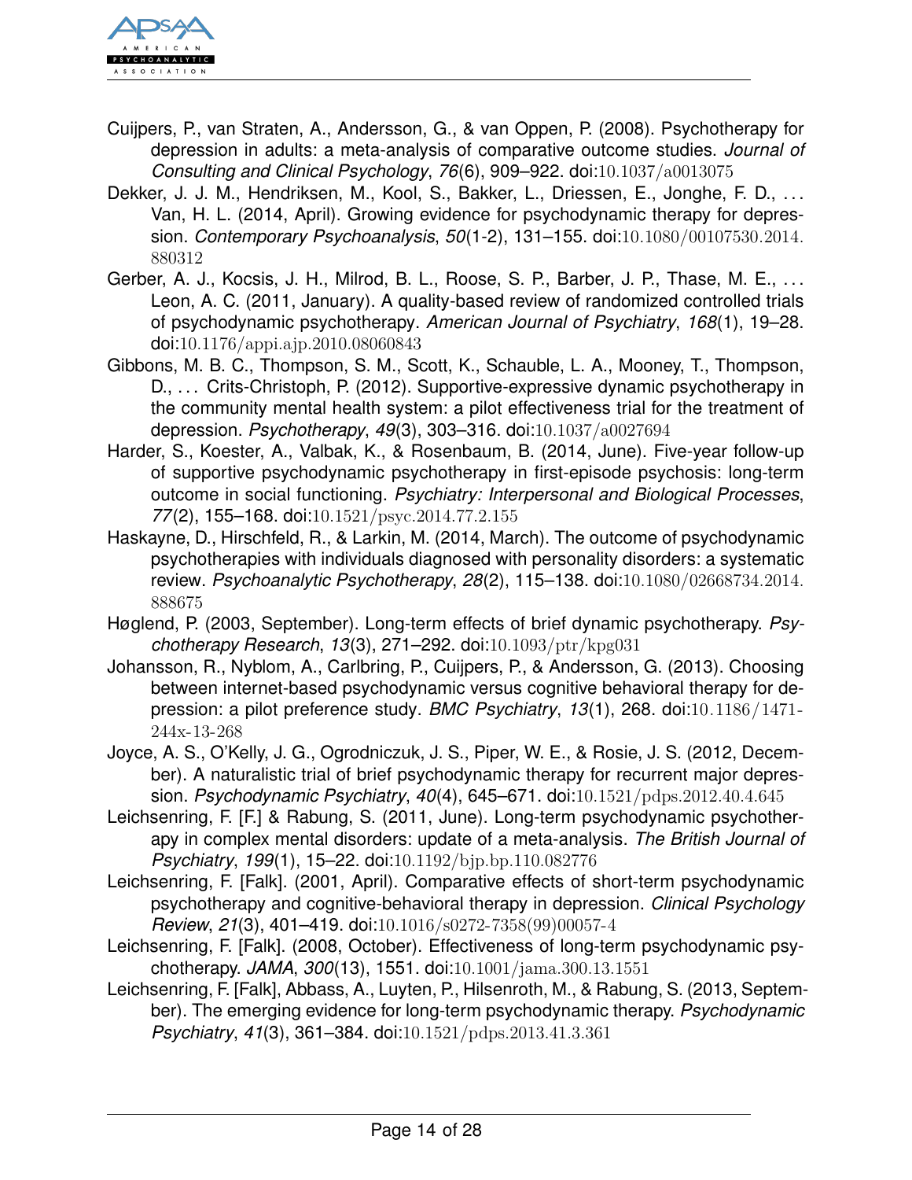Cuijpers, P., van Straten, A., Andersson, G., & van Oppen, P. (2008). Psychotherapy for depression in adults: a meta-analysis of comparative outcome studies. *Journal of Consulting and Clinical Psychology*, *76*(6), 909–922. doi:10.1037/a0013075

Dekker, J. J. M., Hendriksen, M., Kool, S., Bakker, L., Driessen, E., Jonghe, F. D., ... Van, H. L. (2014, April). Growing evidence for psychodynamic therapy for depression. *Contemporary Psychoanalysis*, *50*(1-2), 131–155. doi:10.1080/00107530.2014.880312

Gerber, A. J., Kocsis, J. H., Milrod, B. L., Roose, S. P., Barber, J. P., Thase, M. E., ... Leon, A. C. (2011, January). A quality-based review of randomized controlled trials of psychodynamic psychotherapy. *American Journal of Psychiatry*, *168*(1), 19–28. doi:10.1176/appi.ajp.2010.08060843

Gibbons, M. B. C., Thompson, S. M., Scott, K., Schauble, L. A., Mooney, T., Thompson, D., ... Crits-Christoph, P. (2012). Supportive-expressive dynamic psychotherapy in the community mental health system: a pilot effectiveness trial for the treatment of depression. *Psychotherapy*, *49*(3), 303–316. doi:10.1037/a0027694

Harder, S., Koester, A., Valbak, K., & Rosenbaum, B. (2014, June). Five-year follow-up of supportive psychodynamic psychotherapy in first-episode psychosis: long-term outcome in social functioning. *Psychiatry: Interpersonal and Biological Processes*, *77*(2), 155–168. doi:10.1521/psyc.2014.77.2.155

Haskayne, D., Hirschfeld, R., & Larkin, M. (2014, March). The outcome of psychodynamic psychotherapies with individuals diagnosed with personality disorders: a systematic review. *Psychoanalytic Psychotherapy*, *28*(2), 115–138. doi:10.1080/02668734.2014.888675

Høglend, P. (2003, September). Long-term effects of brief dynamic psychotherapy. *Psychotherapy Research*, *13*(3), 271–292. doi:10.1093/ptr/kpg031

Johansson, R., Nyblom, A., Carlbring, P., Cuijpers, P., & Andersson, G. (2013). Choosing between internet-based psychodynamic versus cognitive behavioral therapy for depression: a pilot preference study. *BMC Psychiatry*, *13*(1), 268. doi:10.1186/1471-244x-13-268

Joyce, A. S., O'Kelly, J. G., Ogrodniczuk, J. S., Piper, W. E., & Rosie, J. S. (2012, December). A naturalistic trial of brief psychodynamic therapy for recurrent major depression. *Psychodynamic Psychiatry*, *40*(4), 645–671. doi:10.1521/pdps.2012.40.4.645

Leichsenring, F. [F.] & Rabung, S. (2011, June). Long-term psychodynamic psychotherapy in complex mental disorders: update of a meta-analysis. *The British Journal of Psychiatry*, *199*(1), 15–22. doi:10.1192/bjp.bp.110.082776

Leichsenring, F. [Falk]. (2001, April). Comparative effects of short-term psychodynamic psychotherapy and cognitive-behavioral therapy in depression. *Clinical Psychology Review*, *21*(3), 401–419. doi:10.1016/s0272-7358(99)00057-4

Leichsenring, F. [Falk]. (2008, October). Effectiveness of long-term psychodynamic psychotherapy. *JAMA*, *300*(13), 1551. doi:10.1001/jama.300.13.1551

Leichsenring, F. [Falk], Abbass, A., Luyten, P., Hilsenroth, M., & Rabung, S. (2013, September). The emerging evidence for long-term psychodynamic therapy. *Psychodynamic Psychiatry*, *41*(3), 361–384. doi:10.1521/pdps.2013.41.3.361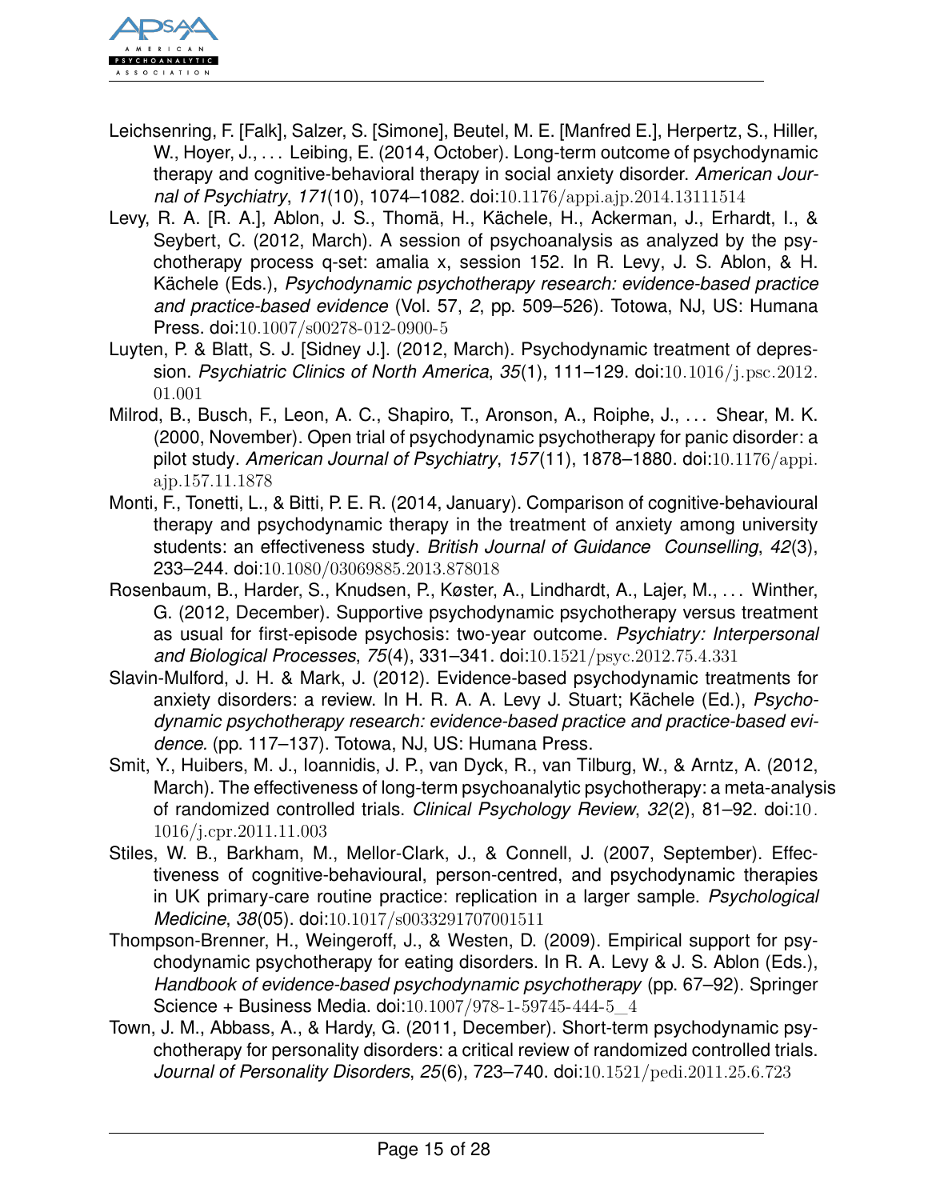Leichsenring, F. [Falk], Salzer, S. [Simone], Beutel, M. E. [Manfred E.], Herpertz, S., Hiller, W., Hoyer, J., . . . Leibing, E. (2014, October). Long-term outcome of psychodynamic therapy and cognitive-behavioral therapy in social anxiety disorder. *American Journal of Psychiatry*, *171*(10), 1074–1082. doi:10.1176/appi.ajp.2014.13111514

Levy, R. A. [R. A.], Ablon, J. S., Thomä, H., Kächele, H., Ackerman, J., Erhardt, I., & Seybert, C. (2012, March). A session of psychoanalysis as analyzed by the psychotherapy process q-set: amalia x, session 152. In R. Levy, J. S. Ablon, & H. Kächele (Eds.), *Psychodynamic psychotherapy research: evidence-based practice and practice-based evidence* (Vol. 57, *2*, pp. 509–526). Totowa, NJ, US: Humana Press. doi:10.1007/s00278-012-0900-5

Luyten, P. & Blatt, S. J. [Sidney J.]. (2012, March). Psychodynamic treatment of depression. *Psychiatric Clinics of North America*, *35*(1), 111–129. doi:10.1016/j.psc.2012.01.001

Milrod, B., Busch, F., Leon, A. C., Shapiro, T., Aronson, A., Roiphe, J., . . . Shear, M. K. (2000, November). Open trial of psychodynamic psychotherapy for panic disorder: a pilot study. *American Journal of Psychiatry*, *157*(11), 1878–1880. doi:10.1176/appi.ajp.157.11.1878

Monti, F., Tonetti, L., & Bitti, P. E. R. (2014, January). Comparison of cognitive-behavioural therapy and psychodynamic therapy in the treatment of anxiety among university students: an effectiveness study. *British Journal of Guidance Counselling*, *42*(3), 233–244. doi:10.1080/03069885.2013.878018

Rosenbaum, B., Harder, S., Knudsen, P., Køster, A., Lindhardt, A., Lajer, M., . . . Winther, G. (2012, December). Supportive psychodynamic psychotherapy versus treatment as usual for first-episode psychosis: two-year outcome. *Psychiatry: Interpersonal and Biological Processes*, *75*(4), 331–341. doi:10.1521/psyc.2012.75.4.331

Slavin-Mulford, J. H. & Mark, J. (2012). Evidence-based psychodynamic treatments for anxiety disorders: a review. In H. R. A. A. Levy J. Stuart; Kächele (Ed.), *Psychodynamic psychotherapy research: evidence-based practice and practice-based evidence.* (pp. 117–137). Totowa, NJ, US: Humana Press.

Smit, Y., Huibers, M. J., Ioannidis, J. P., van Dyck, R., van Tilburg, W., & Arntz, A. (2012, March). The effectiveness of long-term psychoanalytic psychotherapy: a meta-analysis of randomized controlled trials. *Clinical Psychology Review*, *32*(2), 81–92. doi:10.1016/j.cpr.2011.11.003

Stiles, W. B., Barkham, M., Mellor-Clark, J., & Connell, J. (2007, September). Effectiveness of cognitive-behavioural, person-centred, and psychodynamic therapies in UK primary-care routine practice: replication in a larger sample. *Psychological Medicine*, *38*(05). doi:10.1017/s0033291707001511

Thompson-Brenner, H., Weingeroff, J., & Westen, D. (2009). Empirical support for psychodynamic psychotherapy for eating disorders. In R. A. Levy & J. S. Ablon (Eds.), *Handbook of evidence-based psychodynamic psychotherapy* (pp. 67–92). Springer Science + Business Media. doi:10.1007/978-1-59745-444-5_4

Town, J. M., Abbass, A., & Hardy, G. (2011, December). Short-term psychodynamic psychotherapy for personality disorders: a critical review of randomized controlled trials. *Journal of Personality Disorders*, *25*(6), 723–740. doi:10.1521/pedi.2011.25.6.723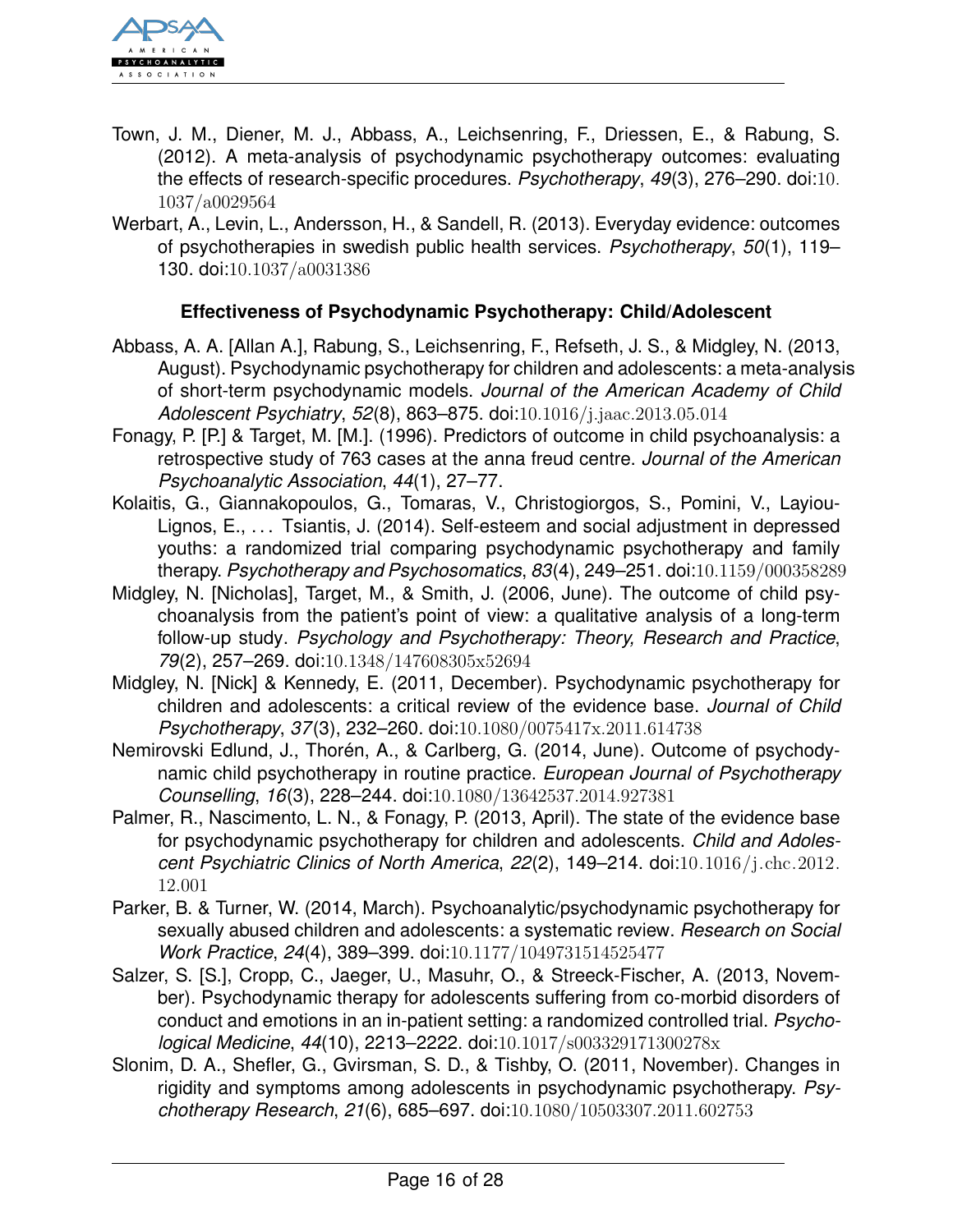Town, J. M., Diener, M. J., Abbass, A., Leichsenring, F., Driessen, E., & Rabung, S. (2012). A meta-analysis of psychodynamic psychotherapy outcomes: evaluating the effects of research-specific procedures. *Psychotherapy*, *49*(3), 276–290. doi:10.1037/a0029564

Werbart, A., Levin, L., Andersson, H., & Sandell, R. (2013). Everyday evidence: outcomes of psychotherapies in swedish public health services. *Psychotherapy*, *50*(1), 119–130. doi:10.1037/a0031386

### Effectiveness of Psychodynamic Psychotherapy: Child/Adolescent

Abbass, A. A. [Allan A.], Rabung, S., Leichsenring, F., Refseth, J. S., & Midgley, N. (2013, August). Psychodynamic psychotherapy for children and adolescents: a meta-analysis of short-term psychodynamic models. *Journal of the American Academy of Child Adolescent Psychiatry*, *52*(8), 863–875. doi:10.1016/j.jaac.2013.05.014

Fonagy, P. [P.] & Target, M. [M.]. (1996). Predictors of outcome in child psychoanalysis: a retrospective study of 763 cases at the anna freud centre. *Journal of the American Psychoanalytic Association*, *44*(1), 27–77.

Kolaitis, G., Giannakopoulos, G., Tomaras, V., Christogiorgos, S., Pomini, V., Layiou-Lignos, E., . . . Tsiantis, J. (2014). Self-esteem and social adjustment in depressed youths: a randomized trial comparing psychodynamic psychotherapy and family therapy. *Psychotherapy and Psychosomatics*, *83*(4), 249–251. doi:10.1159/000358289

Midgley, N. [Nicholas], Target, M., & Smith, J. (2006, June). The outcome of child psychoanalysis from the patient's point of view: a qualitative analysis of a long-term follow-up study. *Psychology and Psychotherapy: Theory, Research and Practice*, *79*(2), 257–269. doi:10.1348/147608305x52694

Midgley, N. [Nick] & Kennedy, E. (2011, December). Psychodynamic psychotherapy for children and adolescents: a critical review of the evidence base. *Journal of Child Psychotherapy*, *37*(3), 232–260. doi:10.1080/0075417x.2011.614738

Nemirovski Edlund, J., Thorén, A., & Carlberg, G. (2014, June). Outcome of psychodynamic child psychotherapy in routine practice. *European Journal of Psychotherapy Counselling*, *16*(3), 228–244. doi:10.1080/13642537.2014.927381

Palmer, R., Nascimento, L. N., & Fonagy, P. (2013, April). The state of the evidence base for psychodynamic psychotherapy for children and adolescents. *Child and Adolescent Psychiatric Clinics of North America*, *22*(2), 149–214. doi:10.1016/j.chc.2012.12.001

Parker, B. & Turner, W. (2014, March). Psychoanalytic/psychodynamic psychotherapy for sexually abused children and adolescents: a systematic review. *Research on Social Work Practice*, *24*(4), 389–399. doi:10.1177/1049731514525477

Salzer, S. [S.], Cropp, C., Jaeger, U., Masuhr, O., & Streeck-Fischer, A. (2013, November). Psychodynamic therapy for adolescents suffering from co-morbid disorders of conduct and emotions in an in-patient setting: a randomized controlled trial. *Psychological Medicine*, *44*(10), 2213–2222. doi:10.1017/s003329171300278x

Slonim, D. A., Shefler, G., Gvirsman, S. D., & Tishby, O. (2011, November). Changes in rigidity and symptoms among adolescents in psychodynamic psychotherapy. *Psychotherapy Research*, *21*(6), 685–697. doi:10.1080/10503307.2011.602753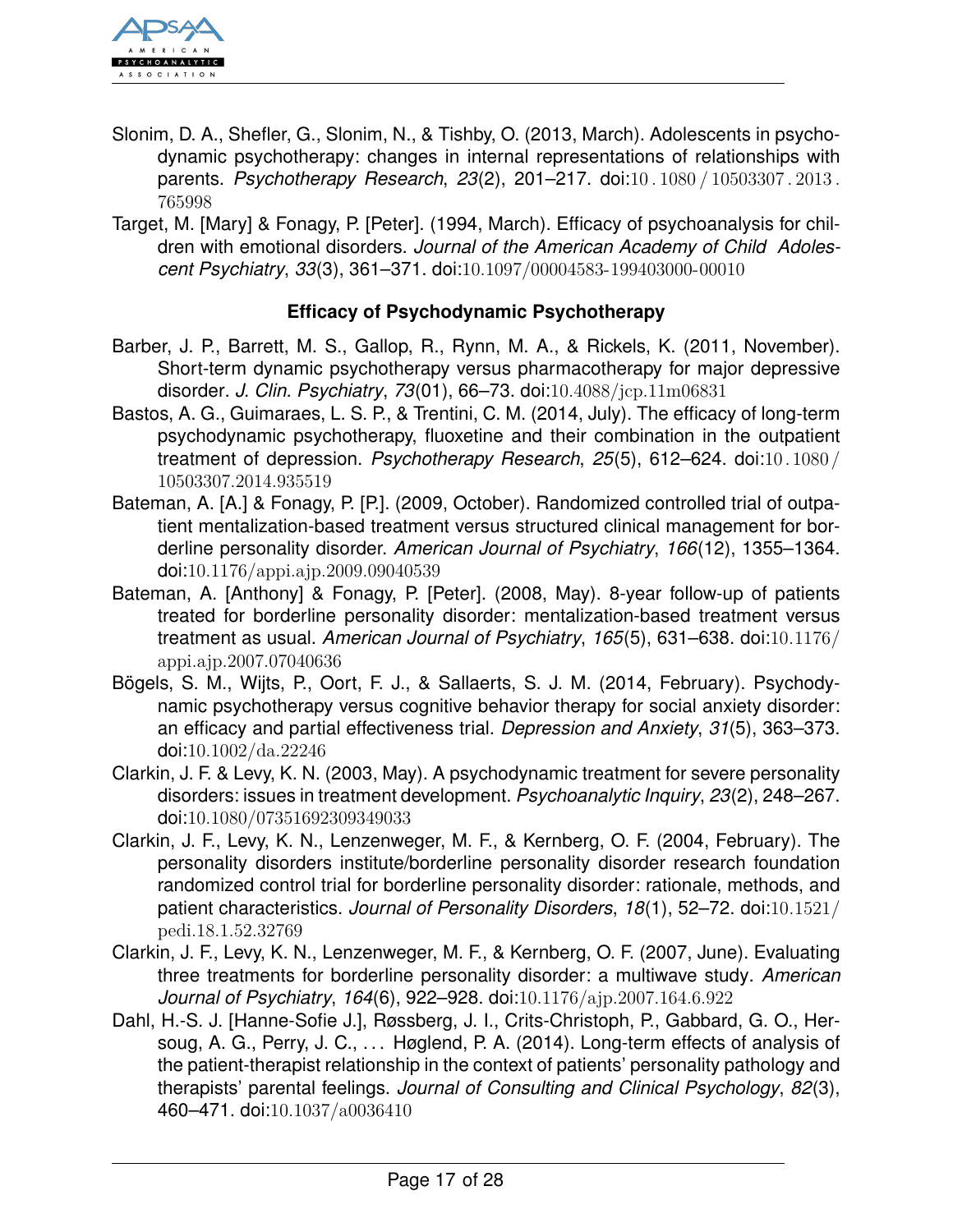Slonim, D. A., Shefler, G., Slonim, N., & Tishby, O. (2013, March). Adolescents in psychodynamic psychotherapy: changes in internal representations of relationships with parents. *Psychotherapy Research*, *23*(2), 201–217. doi:10.1080/10503307.2013.765998

Target, M. [Mary] & Fonagy, P. [Peter]. (1994, March). Efficacy of psychoanalysis for children with emotional disorders. *Journal of the American Academy of Child Adolescent Psychiatry*, *33*(3), 361–371. doi:10.1097/00004583-199403000-00010

### Efficacy of Psychodynamic Psychotherapy

Barber, J. P., Barrett, M. S., Gallop, R., Rynn, M. A., & Rickels, K. (2011, November). Short-term dynamic psychotherapy versus pharmacotherapy for major depressive disorder. *J. Clin. Psychiatry*, *73*(01), 66–73. doi:10.4088/jcp.11m06831

Bastos, A. G., Guimaraes, L. S. P., & Trentini, C. M. (2014, July). The efficacy of long-term psychodynamic psychotherapy, fluoxetine and their combination in the outpatient treatment of depression. *Psychotherapy Research*, *25*(5), 612–624. doi:10.1080/10503307.2014.935519

Bateman, A. [A.] & Fonagy, P. [P.]. (2009, October). Randomized controlled trial of outpatient mentalization-based treatment versus structured clinical management for borderline personality disorder. *American Journal of Psychiatry*, *166*(12), 1355–1364. doi:10.1176/appi.ajp.2009.09040539

Bateman, A. [Anthony] & Fonagy, P. [Peter]. (2008, May). 8-year follow-up of patients treated for borderline personality disorder: mentalization-based treatment versus treatment as usual. *American Journal of Psychiatry*, *165*(5), 631–638. doi:10.1176/appi.ajp.2007.07040636

Bögels, S. M., Wijts, P., Oort, F. J., & Sallaerts, S. J. M. (2014, February). Psychodynamic psychotherapy versus cognitive behavior therapy for social anxiety disorder: an efficacy and partial effectiveness trial. *Depression and Anxiety*, *31*(5), 363–373. doi:10.1002/da.22246

Clarkin, J. F. & Levy, K. N. (2003, May). A psychodynamic treatment for severe personality disorders: issues in treatment development. *Psychoanalytic Inquiry*, *23*(2), 248–267. doi:10.1080/07351692309349033

Clarkin, J. F., Levy, K. N., Lenzenweger, M. F., & Kernberg, O. F. (2004, February). The personality disorders institute/borderline personality disorder research foundation randomized control trial for borderline personality disorder: rationale, methods, and patient characteristics. *Journal of Personality Disorders*, *18*(1), 52–72. doi:10.1521/pedi.18.1.52.32769

Clarkin, J. F., Levy, K. N., Lenzenweger, M. F., & Kernberg, O. F. (2007, June). Evaluating three treatments for borderline personality disorder: a multiwave study. *American Journal of Psychiatry*, *164*(6), 922–928. doi:10.1176/ajp.2007.164.6.922

Dahl, H.-S. J. [Hanne-Sofie J.], Røssberg, J. I., Crits-Christoph, P., Gabbard, G. O., Hersoug, A. G., Perry, J. C., . . . Høglend, P. A. (2014). Long-term effects of analysis of the patient-therapist relationship in the context of patients' personality pathology and therapists' parental feelings. *Journal of Consulting and Clinical Psychology*, *82*(3), 460–471. doi:10.1037/a0036410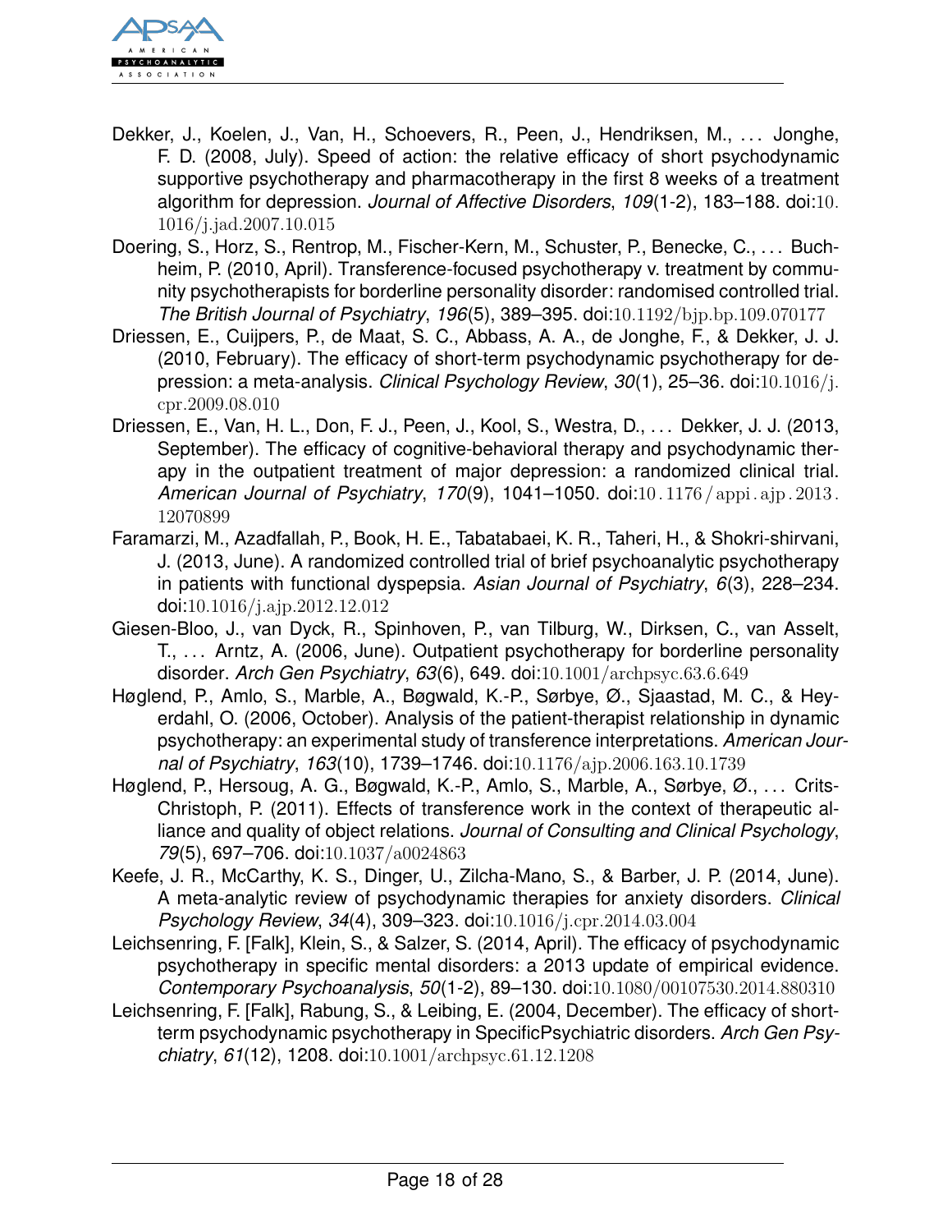Dekker, J., Koelen, J., Van, H., Schoevers, R., Peen, J., Hendriksen, M., ... Jonghe, F. D. (2008, July). Speed of action: the relative efficacy of short psychodynamic supportive psychotherapy and pharmacotherapy in the first 8 weeks of a treatment algorithm for depression. *Journal of Affective Disorders*, *109*(1-2), 183–188. doi:10.1016/j.jad.2007.10.015

Doering, S., Horz, S., Rentrop, M., Fischer-Kern, M., Schuster, P., Benecke, C., ... Buchheim, P. (2010, April). Transference-focused psychotherapy v. treatment by community psychotherapists for borderline personality disorder: randomised controlled trial. *The British Journal of Psychiatry*, *196*(5), 389–395. doi:10.1192/bjp.bp.109.070177

Driessen, E., Cuijpers, P., de Maat, S. C., Abbass, A. A., de Jonghe, F., & Dekker, J. J. (2010, February). The efficacy of short-term psychodynamic psychotherapy for depression: a meta-analysis. *Clinical Psychology Review*, *30*(1), 25–36. doi:10.1016/j.cpr.2009.08.010

Driessen, E., Van, H. L., Don, F. J., Peen, J., Kool, S., Westra, D., ... Dekker, J. J. (2013, September). The efficacy of cognitive-behavioral therapy and psychodynamic therapy in the outpatient treatment of major depression: a randomized clinical trial. *American Journal of Psychiatry*, *170*(9), 1041–1050. doi:10.1176/appi.ajp.2013.12070899

Faramarzi, M., Azadfallah, P., Book, H. E., Tabatabaei, K. R., Taheri, H., & Shokri-shirvani, J. (2013, June). A randomized controlled trial of brief psychoanalytic psychotherapy in patients with functional dyspepsia. *Asian Journal of Psychiatry*, *6*(3), 228–234. doi:10.1016/j.ajp.2012.12.012

Giesen-Bloo, J., van Dyck, R., Spinhoven, P., van Tilburg, W., Dirksen, C., van Asselt, T., ... Arntz, A. (2006, June). Outpatient psychotherapy for borderline personality disorder. *Arch Gen Psychiatry*, *63*(6), 649. doi:10.1001/archpsyc.63.6.649

Høglend, P., Amlo, S., Marble, A., Bøgwald, K.-P., Sørbye, Ø., Sjaastad, M. C., & Heyerdahl, O. (2006, October). Analysis of the patient-therapist relationship in dynamic psychotherapy: an experimental study of transference interpretations. *American Journal of Psychiatry*, *163*(10), 1739–1746. doi:10.1176/ajp.2006.163.10.1739

Høglend, P., Hersoug, A. G., Bøgwald, K.-P., Amlo, S., Marble, A., Sørbye, Ø., ... Crits-Christoph, P. (2011). Effects of transference work in the context of therapeutic alliance and quality of object relations. *Journal of Consulting and Clinical Psychology*, *79*(5), 697–706. doi:10.1037/a0024863

Keefe, J. R., McCarthy, K. S., Dinger, U., Zilcha-Mano, S., & Barber, J. P. (2014, June). A meta-analytic review of psychodynamic therapies for anxiety disorders. *Clinical Psychology Review*, *34*(4), 309–323. doi:10.1016/j.cpr.2014.03.004

Leichsenring, F. [Falk], Klein, S., & Salzer, S. (2014, April). The efficacy of psychodynamic psychotherapy in specific mental disorders: a 2013 update of empirical evidence. *Contemporary Psychoanalysis*, *50*(1-2), 89–130. doi:10.1080/00107530.2014.880310

Leichsenring, F. [Falk], Rabung, S., & Leibing, E. (2004, December). The efficacy of short-term psychodynamic psychotherapy in SpecificPsychiatric disorders. *Arch Gen Psychiatry*, *61*(12), 1208. doi:10.1001/archpsyc.61.12.1208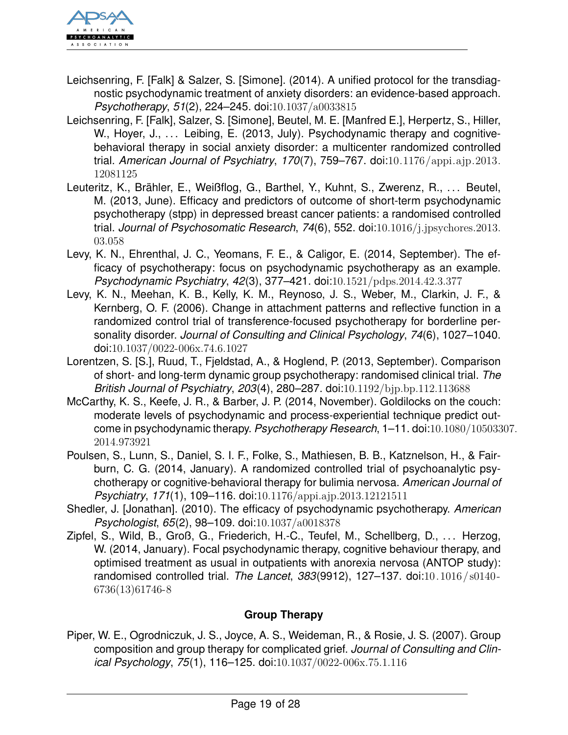Leichsenring, F. [Falk] & Salzer, S. [Simone]. (2014). A unified protocol for the transdiagnostic psychodynamic treatment of anxiety disorders: an evidence-based approach. *Psychotherapy*, *51*(2), 224–245. doi:10.1037/a0033815

Leichsenring, F. [Falk], Salzer, S. [Simone], Beutel, M. E. [Manfred E.], Herpertz, S., Hiller, W., Hoyer, J., ... Leibing, E. (2013, July). Psychodynamic therapy and cognitive-behavioral therapy in social anxiety disorder: a multicenter randomized controlled trial. *American Journal of Psychiatry*, *170*(7), 759–767. doi:10.1176/appi.ajp.2013.12081125

Leuteritz, K., Brähler, E., Weißflog, G., Barthel, Y., Kuhnt, S., Zwerenz, R., ... Beutel, M. (2013, June). Efficacy and predictors of outcome of short-term psychodynamic psychotherapy (stpp) in depressed breast cancer patients: a randomised controlled trial. *Journal of Psychosomatic Research*, *74*(6), 552. doi:10.1016/j.jpsychores.2013.03.058

Levy, K. N., Ehrenthal, J. C., Yeomans, F. E., & Caligor, E. (2014, September). The efficacy of psychotherapy: focus on psychodynamic psychotherapy as an example. *Psychodynamic Psychiatry*, *42*(3), 377–421. doi:10.1521/pdps.2014.42.3.377

Levy, K. N., Meehan, K. B., Kelly, K. M., Reynoso, J. S., Weber, M., Clarkin, J. F., & Kernberg, O. F. (2006). Change in attachment patterns and reflective function in a randomized control trial of transference-focused psychotherapy for borderline personality disorder. *Journal of Consulting and Clinical Psychology*, *74*(6), 1027–1040. doi:10.1037/0022-006x.74.6.1027

Lorentzen, S. [S.], Ruud, T., Fjeldstad, A., & Hoglend, P. (2013, September). Comparison of short- and long-term dynamic group psychotherapy: randomised clinical trial. *The British Journal of Psychiatry*, *203*(4), 280–287. doi:10.1192/bjp.bp.112.113688

McCarthy, K. S., Keefe, J. R., & Barber, J. P. (2014, November). Goldilocks on the couch: moderate levels of psychodynamic and process-experiential technique predict outcome in psychodynamic therapy. *Psychotherapy Research*, 1–11. doi:10.1080/10503307.2014.973921

Poulsen, S., Lunn, S., Daniel, S. I. F., Folke, S., Mathiesen, B. B., Katznelson, H., & Fairburn, C. G. (2014, January). A randomized controlled trial of psychoanalytic psychotherapy or cognitive-behavioral therapy for bulimia nervosa. *American Journal of Psychiatry*, *171*(1), 109–116. doi:10.1176/appi.ajp.2013.12121511

Shedler, J. [Jonathan]. (2010). The efficacy of psychodynamic psychotherapy. *American Psychologist*, *65*(2), 98–109. doi:10.1037/a0018378

Zipfel, S., Wild, B., Groß, G., Friederich, H.-C., Teufel, M., Schellberg, D., ... Herzog, W. (2014, January). Focal psychodynamic therapy, cognitive behaviour therapy, and optimised treatment as usual in outpatients with anorexia nervosa (ANTOP study): randomised controlled trial. *The Lancet*, *383*(9912), 127–137. doi:10.1016/s0140-6736(13)61746-8

## Group Therapy

Piper, W. E., Ogrodniczuk, J. S., Joyce, A. S., Weideman, R., & Rosie, J. S. (2007). Group composition and group therapy for complicated grief. *Journal of Consulting and Clinical Psychology*, *75*(1), 116–125. doi:10.1037/0022-006x.75.1.116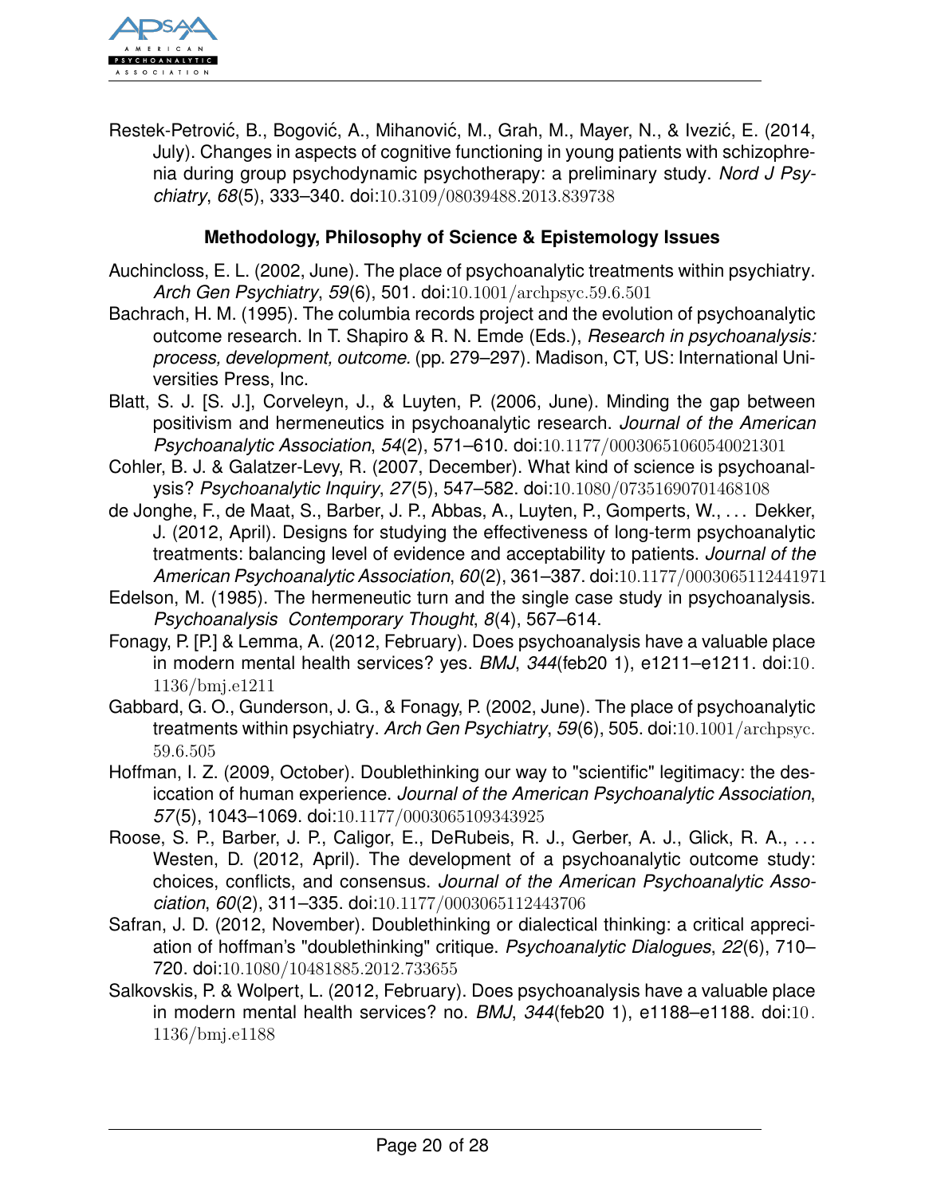Restek-Petrović, B., Bogović, A., Mihanović, M., Grah, M., Mayer, N., & Ivezić, E. (2014, July). Changes in aspects of cognitive functioning in young patients with schizophrenia during group psychodynamic psychotherapy: a preliminary study. *Nord J Psychiatry*, *68*(5), 333–340. doi:10.3109/08039488.2013.839738

**Methodology, Philosophy of Science & Epistemology Issues**

Auchincloss, E. L. (2002, June). The place of psychoanalytic treatments within psychiatry. *Arch Gen Psychiatry*, *59*(6), 501. doi:10.1001/archpsyc.59.6.501

Bachrach, H. M. (1995). The columbia records project and the evolution of psychoanalytic outcome research. In T. Shapiro & R. N. Emde (Eds.), *Research in psychoanalysis: process, development, outcome.* (pp. 279–297). Madison, CT, US: International Universities Press, Inc.

Blatt, S. J. [S. J.], Corveleyn, J., & Luyten, P. (2006, June). Minding the gap between positivism and hermeneutics in psychoanalytic research. *Journal of the American Psychoanalytic Association*, *54*(2), 571–610. doi:10.1177/00030651060540021301

Cohler, B. J. & Galatzer-Levy, R. (2007, December). What kind of science is psychoanalysis? *Psychoanalytic Inquiry*, *27*(5), 547–582. doi:10.1080/07351690701468108

de Jonghe, F., de Maat, S., Barber, J. P., Abbas, A., Luyten, P., Gomperts, W., . . . Dekker, J. (2012, April). Designs for studying the effectiveness of long-term psychoanalytic treatments: balancing level of evidence and acceptability to patients. *Journal of the American Psychoanalytic Association*, *60*(2), 361–387. doi:10.1177/0003065112441971

Edelson, M. (1985). The hermeneutic turn and the single case study in psychoanalysis. *Psychoanalysis Contemporary Thought*, *8*(4), 567–614.

Fonagy, P. [P.] & Lemma, A. (2012, February). Does psychoanalysis have a valuable place in modern mental health services? yes. *BMJ*, *344*(feb20 1), e1211–e1211. doi:10.1136/bmj.e1211

Gabbard, G. O., Gunderson, J. G., & Fonagy, P. (2002, June). The place of psychoanalytic treatments within psychiatry. *Arch Gen Psychiatry*, *59*(6), 505. doi:10.1001/archpsyc.59.6.505

Hoffman, I. Z. (2009, October). Doublethinking our way to "scientific" legitimacy: the desiccation of human experience. *Journal of the American Psychoanalytic Association*, *57*(5), 1043–1069. doi:10.1177/0003065109343925

Roose, S. P., Barber, J. P., Caligor, E., DeRubeis, R. J., Gerber, A. J., Glick, R. A., . . . Westen, D. (2012, April). The development of a psychoanalytic outcome study: choices, conflicts, and consensus. *Journal of the American Psychoanalytic Association*, *60*(2), 311–335. doi:10.1177/0003065112443706

Safran, J. D. (2012, November). Doublethinking or dialectical thinking: a critical appreciation of hoffman's "doublethinking" critique. *Psychoanalytic Dialogues*, *22*(6), 710–720. doi:10.1080/10481885.2012.733655

Salkovskis, P. & Wolpert, L. (2012, February). Does psychoanalysis have a valuable place in modern mental health services? no. *BMJ*, *344*(feb20 1), e1188–e1188. doi:10.1136/bmj.e1188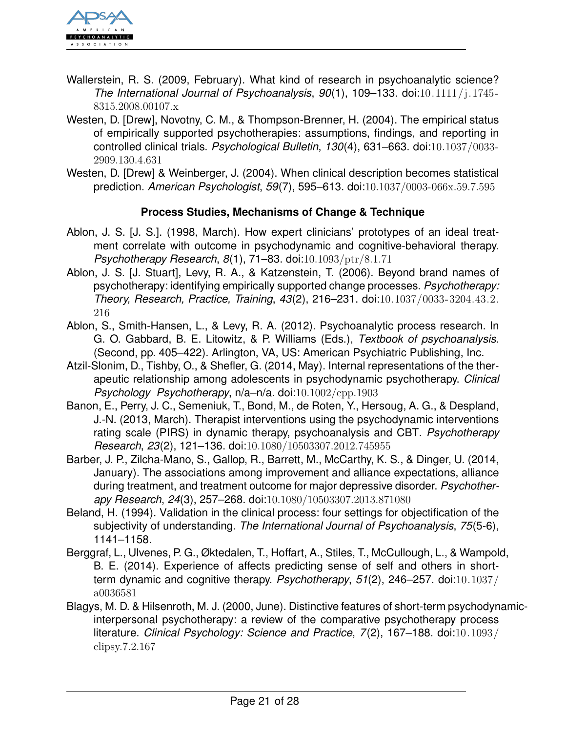Wallerstein, R. S. (2009, February). What kind of research in psychoanalytic science? *The International Journal of Psychoanalysis*, *90*(1), 109–133. doi:10.1111/j.1745-8315.2008.00107.x

Westen, D. [Drew], Novotny, C. M., & Thompson-Brenner, H. (2004). The empirical status of empirically supported psychotherapies: assumptions, findings, and reporting in controlled clinical trials. *Psychological Bulletin*, *130*(4), 631–663. doi:10.1037/0033-2909.130.4.631

Westen, D. [Drew] & Weinberger, J. (2004). When clinical description becomes statistical prediction. *American Psychologist*, *59*(7), 595–613. doi:10.1037/0003-066x.59.7.595

### Process Studies, Mechanisms of Change & Technique

Ablon, J. S. [J. S.]. (1998, March). How expert clinicians' prototypes of an ideal treatment correlate with outcome in psychodynamic and cognitive-behavioral therapy. *Psychotherapy Research*, *8*(1), 71–83. doi:10.1093/ptr/8.1.71

Ablon, J. S. [J. Stuart], Levy, R. A., & Katzenstein, T. (2006). Beyond brand names of psychotherapy: identifying empirically supported change processes. *Psychotherapy: Theory, Research, Practice, Training*, *43*(2), 216–231. doi:10.1037/0033-3204.43.2.216

Ablon, S., Smith-Hansen, L., & Levy, R. A. (2012). Psychoanalytic process research. In G. O. Gabbard, B. E. Litowitz, & P. Williams (Eds.), *Textbook of psychoanalysis.* (Second, pp. 405–422). Arlington, VA, US: American Psychiatric Publishing, Inc.

Atzil-Slonim, D., Tishby, O., & Shefler, G. (2014, May). Internal representations of the therapeutic relationship among adolescents in psychodynamic psychotherapy. *Clinical Psychology  Psychotherapy*, n/a–n/a. doi:10.1002/cpp.1903

Banon, E., Perry, J. C., Semeniuk, T., Bond, M., de Roten, Y., Hersoug, A. G., & Despland, J.-N. (2013, March). Therapist interventions using the psychodynamic interventions rating scale (PIRS) in dynamic therapy, psychoanalysis and CBT. *Psychotherapy Research*, *23*(2), 121–136. doi:10.1080/10503307.2012.745955

Barber, J. P., Zilcha-Mano, S., Gallop, R., Barrett, M., McCarthy, K. S., & Dinger, U. (2014, January). The associations among improvement and alliance expectations, alliance during treatment, and treatment outcome for major depressive disorder. *Psychotherapy Research*, *24*(3), 257–268. doi:10.1080/10503307.2013.871080

Beland, H. (1994). Validation in the clinical process: four settings for objectification of the subjectivity of understanding. *The International Journal of Psychoanalysis*, *75*(5-6), 1141–1158.

Berggraf, L., Ulvenes, P. G., Øktedalen, T., Hoffart, A., Stiles, T., McCullough, L., & Wampold, B. E. (2014). Experience of affects predicting sense of self and others in short-term dynamic and cognitive therapy. *Psychotherapy*, *51*(2), 246–257. doi:10.1037/a0036581

Blagys, M. D. & Hilsenroth, M. J. (2000, June). Distinctive features of short-term psychodynamic-interpersonal psychotherapy: a review of the comparative psychotherapy process literature. *Clinical Psychology: Science and Practice*, *7*(2), 167–188. doi:10.1093/clipsy.7.2.167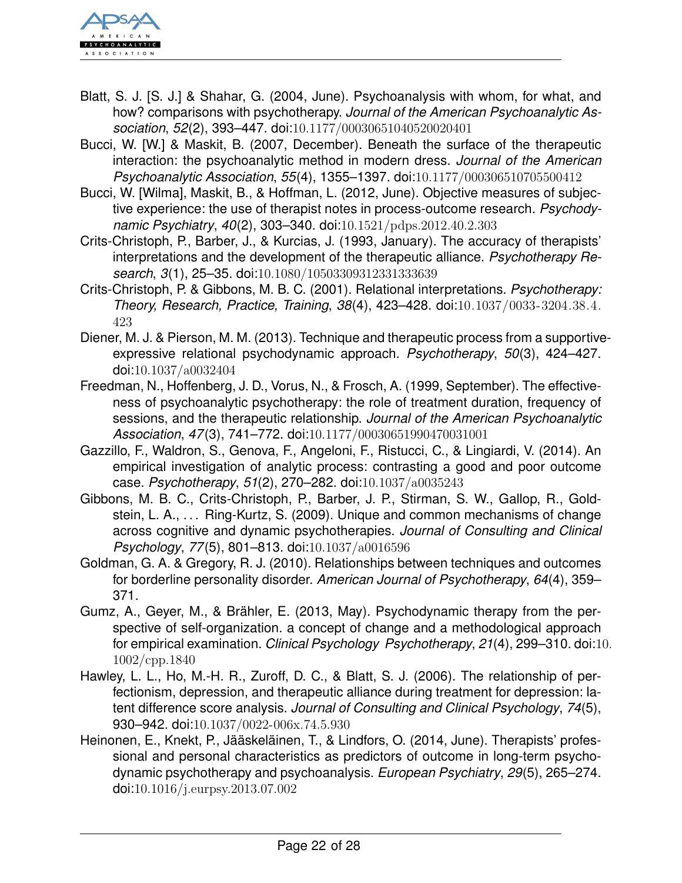Blatt, S. J. [S. J.] & Shahar, G. (2004, June). Psychoanalysis with whom, for what, and how? comparisons with psychotherapy. *Journal of the American Psychoanalytic Association*, *52*(2), 393–447. doi:10.1177/00030651040520020401

Bucci, W. [W.] & Maskit, B. (2007, December). Beneath the surface of the therapeutic interaction: the psychoanalytic method in modern dress. *Journal of the American Psychoanalytic Association*, *55*(4), 1355–1397. doi:10.1177/000306510705500412

Bucci, W. [Wilma], Maskit, B., & Hoffman, L. (2012, June). Objective measures of subjective experience: the use of therapist notes in process-outcome research. *Psychodynamic Psychiatry*, *40*(2), 303–340. doi:10.1521/pdps.2012.40.2.303

Crits-Christoph, P., Barber, J., & Kurcias, J. (1993, January). The accuracy of therapists' interpretations and the development of the therapeutic alliance. *Psychotherapy Research*, *3*(1), 25–35. doi:10.1080/10503309312331333639

Crits-Christoph, P. & Gibbons, M. B. C. (2001). Relational interpretations. *Psychotherapy: Theory, Research, Practice, Training*, *38*(4), 423–428. doi:10.1037/0033-3204.38.4.423

Diener, M. J. & Pierson, M. M. (2013). Technique and therapeutic process from a supportive-expressive relational psychodynamic approach. *Psychotherapy*, *50*(3), 424–427. doi:10.1037/a0032404

Freedman, N., Hoffenberg, J. D., Vorus, N., & Frosch, A. (1999, September). The effectiveness of psychoanalytic psychotherapy: the role of treatment duration, frequency of sessions, and the therapeutic relationship. *Journal of the American Psychoanalytic Association*, *47*(3), 741–772. doi:10.1177/00030651990470031001

Gazzillo, F., Waldron, S., Genova, F., Angeloni, F., Ristucci, C., & Lingiardi, V. (2014). An empirical investigation of analytic process: contrasting a good and poor outcome case. *Psychotherapy*, *51*(2), 270–282. doi:10.1037/a0035243

Gibbons, M. B. C., Crits-Christoph, P., Barber, J. P., Stirman, S. W., Gallop, R., Goldstein, L. A., ... Ring-Kurtz, S. (2009). Unique and common mechanisms of change across cognitive and dynamic psychotherapies. *Journal of Consulting and Clinical Psychology*, *77*(5), 801–813. doi:10.1037/a0016596

Goldman, G. A. & Gregory, R. J. (2010). Relationships between techniques and outcomes for borderline personality disorder. *American Journal of Psychotherapy*, *64*(4), 359–371.

Gumz, A., Geyer, M., & Brähler, E. (2013, May). Psychodynamic therapy from the perspective of self-organization. a concept of change and a methodological approach for empirical examination. *Clinical Psychology Psychotherapy*, *21*(4), 299–310. doi:10.1002/cpp.1840

Hawley, L. L., Ho, M.-H. R., Zuroff, D. C., & Blatt, S. J. (2006). The relationship of perfectionism, depression, and therapeutic alliance during treatment for depression: latent difference score analysis. *Journal of Consulting and Clinical Psychology*, *74*(5), 930–942. doi:10.1037/0022-006x.74.5.930

Heinonen, E., Knekt, P., Jääskeläinen, T., & Lindfors, O. (2014, June). Therapists' professional and personal characteristics as predictors of outcome in long-term psychodynamic psychotherapy and psychoanalysis. *European Psychiatry*, *29*(5), 265–274. doi:10.1016/j.eurpsy.2013.07.002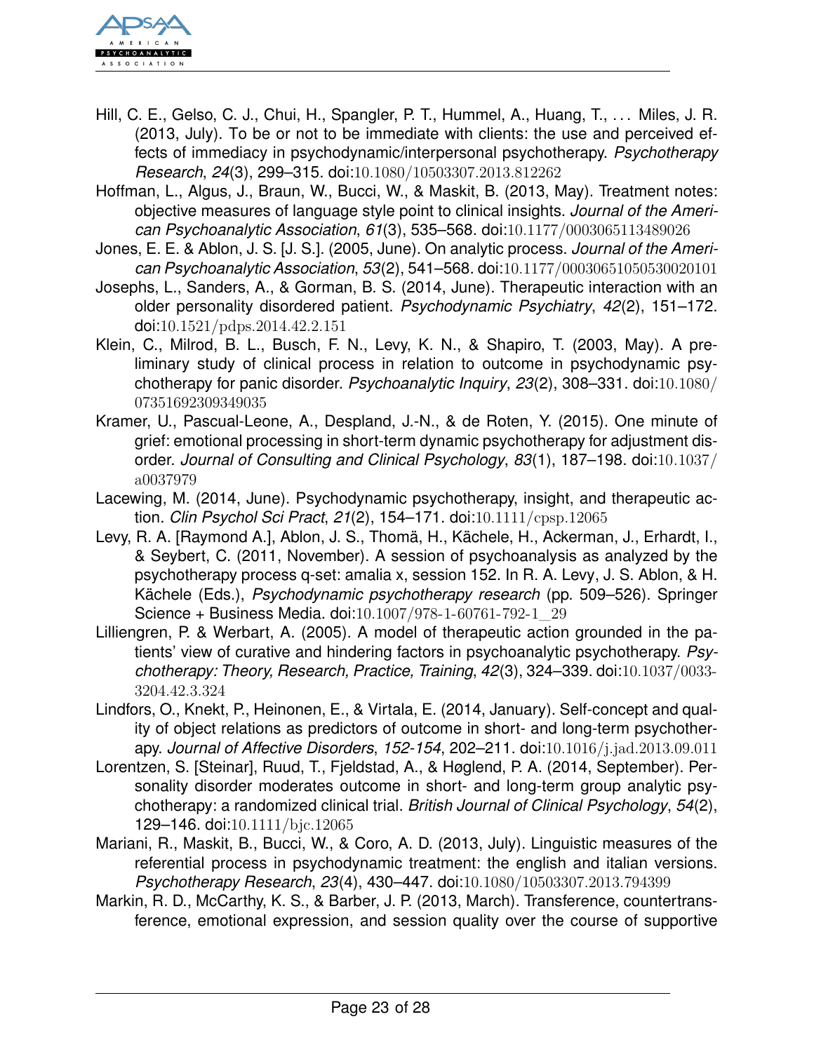Hill, C. E., Gelso, C. J., Chui, H., Spangler, P. T., Hummel, A., Huang, T., . . . Miles, J. R. (2013, July). To be or not to be immediate with clients: the use and perceived effects of immediacy in psychodynamic/interpersonal psychotherapy. *Psychotherapy Research*, *24*(3), 299–315. doi:10.1080/10503307.2013.812262

Hoffman, L., Algus, J., Braun, W., Bucci, W., & Maskit, B. (2013, May). Treatment notes: objective measures of language style point to clinical insights. *Journal of the American Psychoanalytic Association*, *61*(3), 535–568. doi:10.1177/0003065113489026

Jones, E. E. & Ablon, J. S. [J. S.]. (2005, June). On analytic process. *Journal of the American Psychoanalytic Association*, *53*(2), 541–568. doi:10.1177/00030651050530020101

Josephs, L., Sanders, A., & Gorman, B. S. (2014, June). Therapeutic interaction with an older personality disordered patient. *Psychodynamic Psychiatry*, *42*(2), 151–172. doi:10.1521/pdps.2014.42.2.151

Klein, C., Milrod, B. L., Busch, F. N., Levy, K. N., & Shapiro, T. (2003, May). A preliminary study of clinical process in relation to outcome in psychodynamic psychotherapy for panic disorder. *Psychoanalytic Inquiry*, *23*(2), 308–331. doi:10.1080/07351692309349035

Kramer, U., Pascual-Leone, A., Despland, J.-N., & de Roten, Y. (2015). One minute of grief: emotional processing in short-term dynamic psychotherapy for adjustment disorder. *Journal of Consulting and Clinical Psychology*, *83*(1), 187–198. doi:10.1037/a0037979

Lacewing, M. (2014, June). Psychodynamic psychotherapy, insight, and therapeutic action. *Clin Psychol Sci Pract*, *21*(2), 154–171. doi:10.1111/cpsp.12065

Levy, R. A. [Raymond A.], Ablon, J. S., Thomä, H., Kächele, H., Ackerman, J., Erhardt, I., & Seybert, C. (2011, November). A session of psychoanalysis as analyzed by the psychotherapy process q-set: amalia x, session 152. In R. A. Levy, J. S. Ablon, & H. Kächele (Eds.), *Psychodynamic psychotherapy research* (pp. 509–526). Springer Science + Business Media. doi:10.1007/978-1-60761-792-1_29

Lilliengren, P. & Werbart, A. (2005). A model of therapeutic action grounded in the patients' view of curative and hindering factors in psychoanalytic psychotherapy. *Psychotherapy: Theory, Research, Practice, Training*, *42*(3), 324–339. doi:10.1037/0033-3204.42.3.324

Lindfors, O., Knekt, P., Heinonen, E., & Virtala, E. (2014, January). Self-concept and quality of object relations as predictors of outcome in short- and long-term psychotherapy. *Journal of Affective Disorders*, *152-154*, 202–211. doi:10.1016/j.jad.2013.09.011

Lorentzen, S. [Steinar], Ruud, T., Fjeldstad, A., & Høglend, P. A. (2014, September). Personality disorder moderates outcome in short- and long-term group analytic psychotherapy: a randomized clinical trial. *British Journal of Clinical Psychology*, *54*(2), 129–146. doi:10.1111/bjc.12065

Mariani, R., Maskit, B., Bucci, W., & Coro, A. D. (2013, July). Linguistic measures of the referential process in psychodynamic treatment: the english and italian versions. *Psychotherapy Research*, *23*(4), 430–447. doi:10.1080/10503307.2013.794399

Markin, R. D., McCarthy, K. S., & Barber, J. P. (2013, March). Transference, countertransference, emotional expression, and session quality over the course of supportive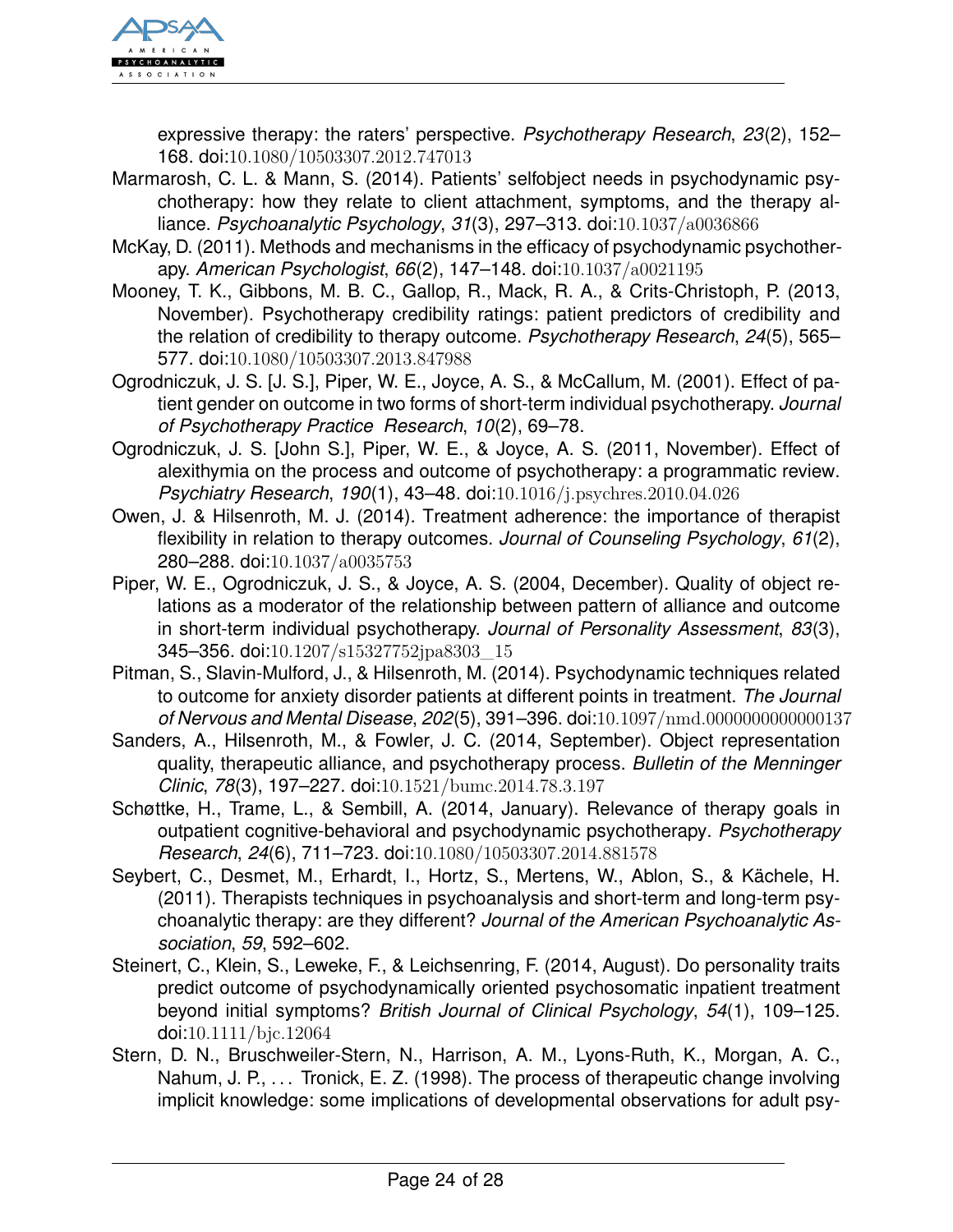expressive therapy: the raters' perspective. *Psychotherapy Research*, *23*(2), 152–168. doi:10.1080/10503307.2012.747013

Marmarosh, C. L. & Mann, S. (2014). Patients' selfobject needs in psychodynamic psychotherapy: how they relate to client attachment, symptoms, and the therapy alliance. *Psychoanalytic Psychology*, *31*(3), 297–313. doi:10.1037/a0036866

McKay, D. (2011). Methods and mechanisms in the efficacy of psychodynamic psychotherapy. *American Psychologist*, *66*(2), 147–148. doi:10.1037/a0021195

Mooney, T. K., Gibbons, M. B. C., Gallop, R., Mack, R. A., & Crits-Christoph, P. (2013, November). Psychotherapy credibility ratings: patient predictors of credibility and the relation of credibility to therapy outcome. *Psychotherapy Research*, *24*(5), 565–577. doi:10.1080/10503307.2013.847988

Ogrodniczuk, J. S. [J. S.], Piper, W. E., Joyce, A. S., & McCallum, M. (2001). Effect of patient gender on outcome in two forms of short-term individual psychotherapy. *Journal of Psychotherapy Practice Research*, *10*(2), 69–78.

Ogrodniczuk, J. S. [John S.], Piper, W. E., & Joyce, A. S. (2011, November). Effect of alexithymia on the process and outcome of psychotherapy: a programmatic review. *Psychiatry Research*, *190*(1), 43–48. doi:10.1016/j.psychres.2010.04.026

Owen, J. & Hilsenroth, M. J. (2014). Treatment adherence: the importance of therapist flexibility in relation to therapy outcomes. *Journal of Counseling Psychology*, *61*(2), 280–288. doi:10.1037/a0035753

Piper, W. E., Ogrodniczuk, J. S., & Joyce, A. S. (2004, December). Quality of object relations as a moderator of the relationship between pattern of alliance and outcome in short-term individual psychotherapy. *Journal of Personality Assessment*, *83*(3), 345–356. doi:10.1207/s15327752jpa8303_15

Pitman, S., Slavin-Mulford, J., & Hilsenroth, M. (2014). Psychodynamic techniques related to outcome for anxiety disorder patients at different points in treatment. *The Journal of Nervous and Mental Disease*, *202*(5), 391–396. doi:10.1097/nmd.0000000000000137

Sanders, A., Hilsenroth, M., & Fowler, J. C. (2014, September). Object representation quality, therapeutic alliance, and psychotherapy process. *Bulletin of the Menninger Clinic*, *78*(3), 197–227. doi:10.1521/bumc.2014.78.3.197

Schøttke, H., Trame, L., & Sembill, A. (2014, January). Relevance of therapy goals in outpatient cognitive-behavioral and psychodynamic psychotherapy. *Psychotherapy Research*, *24*(6), 711–723. doi:10.1080/10503307.2014.881578

Seybert, C., Desmet, M., Erhardt, I., Hortz, S., Mertens, W., Ablon, S., & Kächele, H. (2011). Therapists techniques in psychoanalysis and short-term and long-term psychoanalytic therapy: are they different? *Journal of the American Psychoanalytic Association*, *59*, 592–602.

Steinert, C., Klein, S., Leweke, F., & Leichsenring, F. (2014, August). Do personality traits predict outcome of psychodynamically oriented psychosomatic inpatient treatment beyond initial symptoms? *British Journal of Clinical Psychology*, *54*(1), 109–125. doi:10.1111/bjc.12064

Stern, D. N., Bruschweiler-Stern, N., Harrison, A. M., Lyons-Ruth, K., Morgan, A. C., Nahum, J. P., ... Tronick, E. Z. (1998). The process of therapeutic change involving implicit knowledge: some implications of developmental observations for adult psy-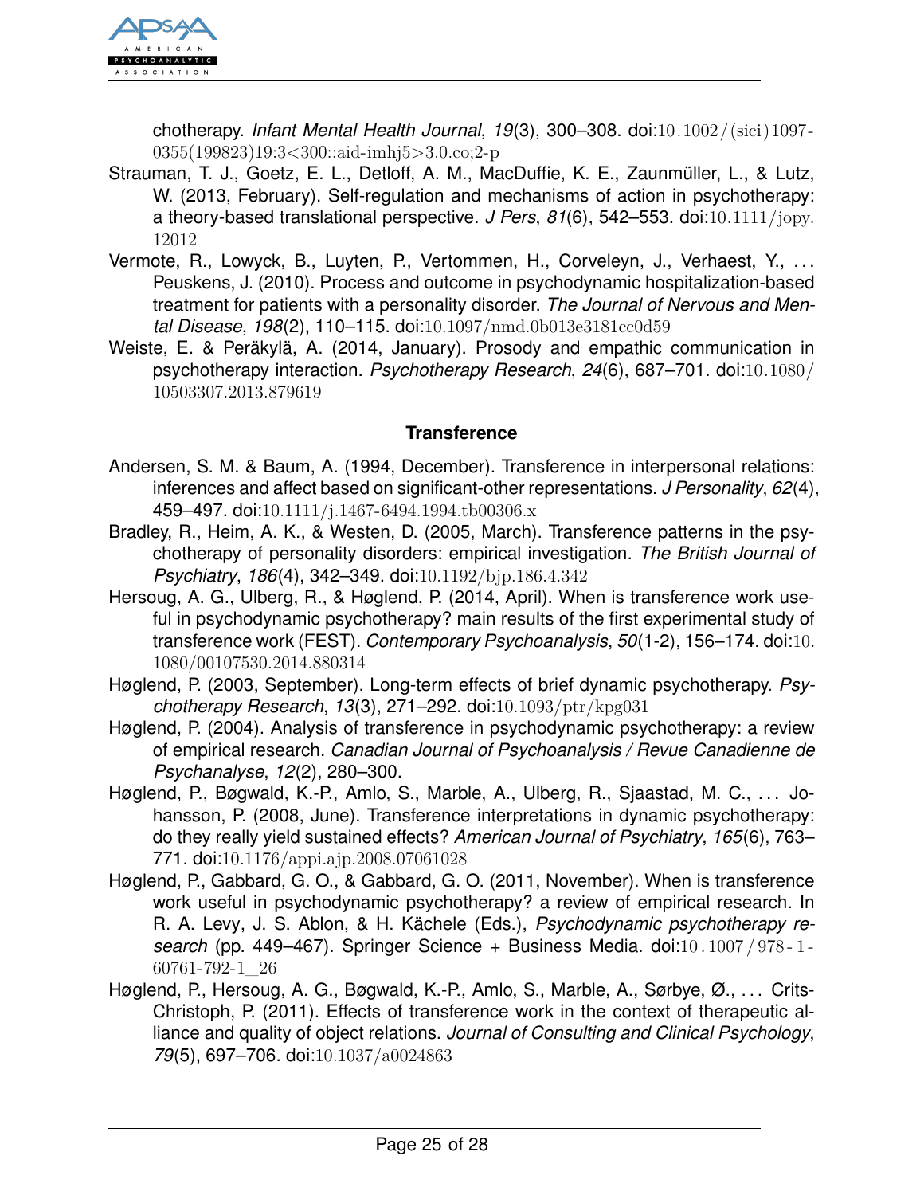chotherapy. *Infant Mental Health Journal*, *19*(3), 300–308. doi:10.1002/(sici)1097-0355(199823)19:3<300::aid-imhj5>3.0.co;2-p

Strauman, T. J., Goetz, E. L., Detloff, A. M., MacDuffie, K. E., Zaunmüller, L., & Lutz, W. (2013, February). Self-regulation and mechanisms of action in psychotherapy: a theory-based translational perspective. *J Pers*, *81*(6), 542–553. doi:10.1111/jopy.12012

Vermote, R., Lowyck, B., Luyten, P., Vertommen, H., Corveleyn, J., Verhaest, Y., ... Peuskens, J. (2010). Process and outcome in psychodynamic hospitalization-based treatment for patients with a personality disorder. *The Journal of Nervous and Mental Disease*, *198*(2), 110–115. doi:10.1097/nmd.0b013e3181cc0d59

Weiste, E. & Peräkylä, A. (2014, January). Prosody and empathic communication in psychotherapy interaction. *Psychotherapy Research*, *24*(6), 687–701. doi:10.1080/10503307.2013.879619

### Transference

Andersen, S. M. & Baum, A. (1994, December). Transference in interpersonal relations: inferences and affect based on significant-other representations. *J Personality*, *62*(4), 459–497. doi:10.1111/j.1467-6494.1994.tb00306.x

Bradley, R., Heim, A. K., & Westen, D. (2005, March). Transference patterns in the psychotherapy of personality disorders: empirical investigation. *The British Journal of Psychiatry*, *186*(4), 342–349. doi:10.1192/bjp.186.4.342

Hersoug, A. G., Ulberg, R., & Høglend, P. (2014, April). When is transference work useful in psychodynamic psychotherapy? main results of the first experimental study of transference work (FEST). *Contemporary Psychoanalysis*, *50*(1-2), 156–174. doi:10.1080/00107530.2014.880314

Høglend, P. (2003, September). Long-term effects of brief dynamic psychotherapy. *Psychotherapy Research*, *13*(3), 271–292. doi:10.1093/ptr/kpg031

Høglend, P. (2004). Analysis of transference in psychodynamic psychotherapy: a review of empirical research. *Canadian Journal of Psychoanalysis / Revue Canadienne de Psychanalyse*, *12*(2), 280–300.

Høglend, P., Bøgwald, K.-P., Amlo, S., Marble, A., Ulberg, R., Sjaastad, M. C., ... Johansson, P. (2008, June). Transference interpretations in dynamic psychotherapy: do they really yield sustained effects? *American Journal of Psychiatry*, *165*(6), 763–771. doi:10.1176/appi.ajp.2008.07061028

Høglend, P., Gabbard, G. O., & Gabbard, G. O. (2011, November). When is transference work useful in psychodynamic psychotherapy? a review of empirical research. In R. A. Levy, J. S. Ablon, & H. Kächele (Eds.), *Psychodynamic psychotherapy research* (pp. 449–467). Springer Science + Business Media. doi:10.1007/978-1-60761-792-1_26

Høglend, P., Hersoug, A. G., Bøgwald, K.-P., Amlo, S., Marble, A., Sørbye, Ø., ... Crits-Christoph, P. (2011). Effects of transference work in the context of therapeutic alliance and quality of object relations. *Journal of Consulting and Clinical Psychology*, *79*(5), 697–706. doi:10.1037/a0024863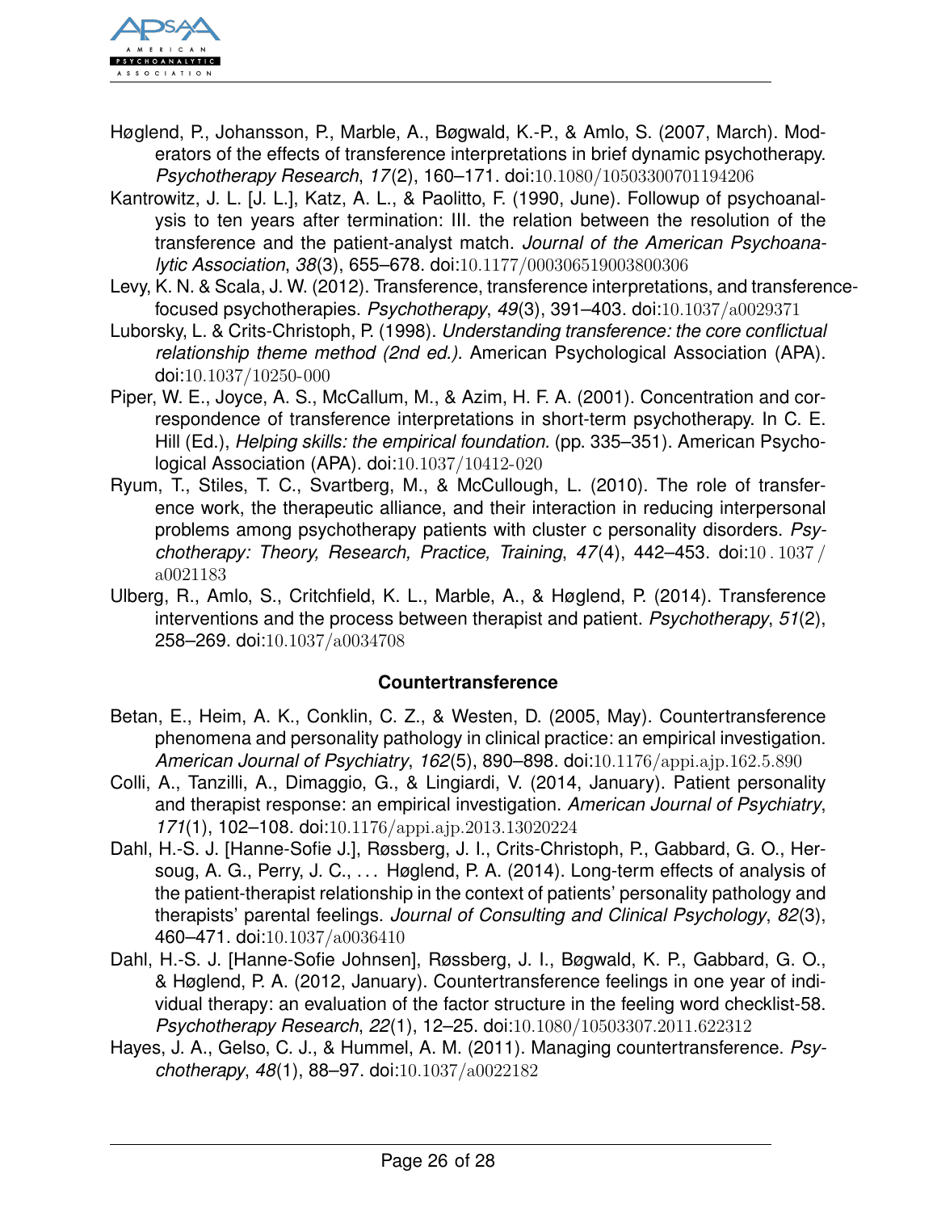Høglend, P., Johansson, P., Marble, A., Bøgwald, K.-P., & Amlo, S. (2007, March). Moderators of the effects of transference interpretations in brief dynamic psychotherapy. *Psychotherapy Research*, *17*(2), 160–171. doi:10.1080/10503300701194206

Kantrowitz, J. L. [J. L.], Katz, A. L., & Paolitto, F. (1990, June). Followup of psychoanalysis to ten years after termination: III. the relation between the resolution of the transference and the patient-analyst match. *Journal of the American Psychoanalytic Association*, *38*(3), 655–678. doi:10.1177/000306519003800306

Levy, K. N. & Scala, J. W. (2012). Transference, transference interpretations, and transference-focused psychotherapies. *Psychotherapy*, *49*(3), 391–403. doi:10.1037/a0029371

Luborsky, L. & Crits-Christoph, P. (1998). *Understanding transference: the core conflictual relationship theme method (2nd ed.).* American Psychological Association (APA). doi:10.1037/10250-000

Piper, W. E., Joyce, A. S., McCallum, M., & Azim, H. F. A. (2001). Concentration and correspondence of transference interpretations in short-term psychotherapy. In C. E. Hill (Ed.), *Helping skills: the empirical foundation.* (pp. 335–351). American Psychological Association (APA). doi:10.1037/10412-020

Ryum, T., Stiles, T. C., Svartberg, M., & McCullough, L. (2010). The role of transference work, the therapeutic alliance, and their interaction in reducing interpersonal problems among psychotherapy patients with cluster c personality disorders. *Psychotherapy: Theory, Research, Practice, Training*, *47*(4), 442–453. doi:10.1037/a0021183

Ulberg, R., Amlo, S., Critchfield, K. L., Marble, A., & Høglend, P. (2014). Transference interventions and the process between therapist and patient. *Psychotherapy*, *51*(2), 258–269. doi:10.1037/a0034708

### Countertransference

Betan, E., Heim, A. K., Conklin, C. Z., & Westen, D. (2005, May). Countertransference phenomena and personality pathology in clinical practice: an empirical investigation. *American Journal of Psychiatry*, *162*(5), 890–898. doi:10.1176/appi.ajp.162.5.890

Colli, A., Tanzilli, A., Dimaggio, G., & Lingiardi, V. (2014, January). Patient personality and therapist response: an empirical investigation. *American Journal of Psychiatry*, *171*(1), 102–108. doi:10.1176/appi.ajp.2013.13020224

Dahl, H.-S. J. [Hanne-Sofie J.], Røssberg, J. I., Crits-Christoph, P., Gabbard, G. O., Hersoug, A. G., Perry, J. C., ... Høglend, P. A. (2014). Long-term effects of analysis of the patient-therapist relationship in the context of patients' personality pathology and therapists' parental feelings. *Journal of Consulting and Clinical Psychology*, *82*(3), 460–471. doi:10.1037/a0036410

Dahl, H.-S. J. [Hanne-Sofie Johnsen], Røssberg, J. I., Bøgwald, K. P., Gabbard, G. O., & Høglend, P. A. (2012, January). Countertransference feelings in one year of individual therapy: an evaluation of the factor structure in the feeling word checklist-58. *Psychotherapy Research*, *22*(1), 12–25. doi:10.1080/10503307.2011.622312

Hayes, J. A., Gelso, C. J., & Hummel, A. M. (2011). Managing countertransference. *Psychotherapy*, *48*(1), 88–97. doi:10.1037/a0022182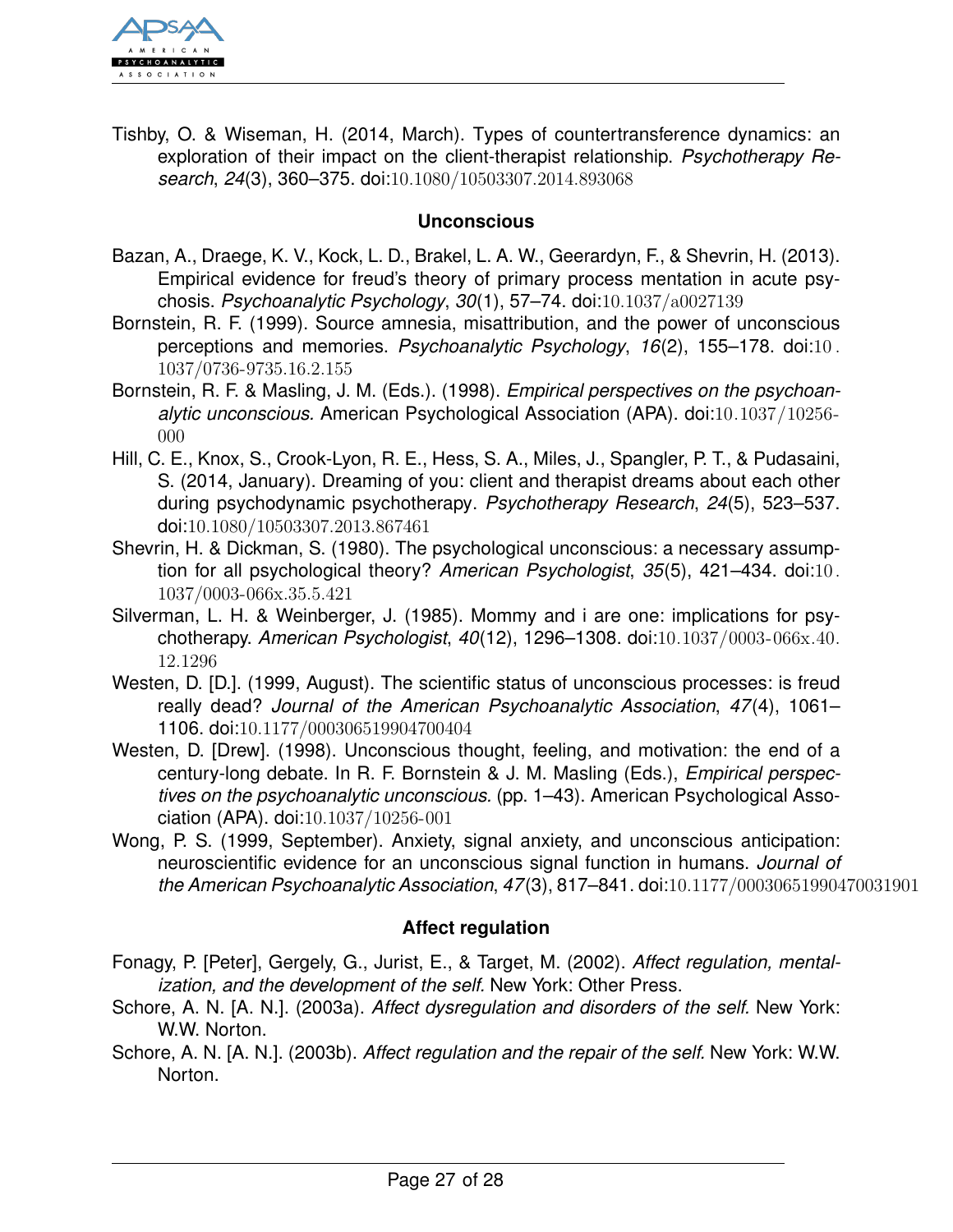Tishby, O. & Wiseman, H. (2014, March). Types of countertransference dynamics: an exploration of their impact on the client-therapist relationship. *Psychotherapy Research*, *24*(3), 360–375. doi:10.1080/10503307.2014.893068

### Unconscious

Bazan, A., Draege, K. V., Kock, L. D., Brakel, L. A. W., Geerardyn, F., & Shevrin, H. (2013). Empirical evidence for freud's theory of primary process mentation in acute psychosis. *Psychoanalytic Psychology*, *30*(1), 57–74. doi:10.1037/a0027139

Bornstein, R. F. (1999). Source amnesia, misattribution, and the power of unconscious perceptions and memories. *Psychoanalytic Psychology*, *16*(2), 155–178. doi:10.1037/0736-9735.16.2.155

Bornstein, R. F. & Masling, J. M. (Eds.). (1998). *Empirical perspectives on the psychoanalytic unconscious.* American Psychological Association (APA). doi:10.1037/10256-000

Hill, C. E., Knox, S., Crook-Lyon, R. E., Hess, S. A., Miles, J., Spangler, P. T., & Pudasaini, S. (2014, January). Dreaming of you: client and therapist dreams about each other during psychodynamic psychotherapy. *Psychotherapy Research*, *24*(5), 523–537. doi:10.1080/10503307.2013.867461

Shevrin, H. & Dickman, S. (1980). The psychological unconscious: a necessary assumption for all psychological theory? *American Psychologist*, *35*(5), 421–434. doi:10.1037/0003-066x.35.5.421

Silverman, L. H. & Weinberger, J. (1985). Mommy and i are one: implications for psychotherapy. *American Psychologist*, *40*(12), 1296–1308. doi:10.1037/0003-066x.40.12.1296

Westen, D. [D.]. (1999, August). The scientific status of unconscious processes: is freud really dead? *Journal of the American Psychoanalytic Association*, *47*(4), 1061–1106. doi:10.1177/000306519904700404

Westen, D. [Drew]. (1998). Unconscious thought, feeling, and motivation: the end of a century-long debate. In R. F. Bornstein & J. M. Masling (Eds.), *Empirical perspectives on the psychoanalytic unconscious.* (pp. 1–43). American Psychological Association (APA). doi:10.1037/10256-001

Wong, P. S. (1999, September). Anxiety, signal anxiety, and unconscious anticipation: neuroscientific evidence for an unconscious signal function in humans. *Journal of the American Psychoanalytic Association*, *47*(3), 817–841. doi:10.1177/00030651990470031901

### Affect regulation

Fonagy, P. [Peter], Gergely, G., Jurist, E., & Target, M. (2002). *Affect regulation, mentalization, and the development of the self.* New York: Other Press.

Schore, A. N. [A. N.]. (2003a). *Affect dysregulation and disorders of the self.* New York: W.W. Norton.

Schore, A. N. [A. N.]. (2003b). *Affect regulation and the repair of the self.* New York: W.W. Norton.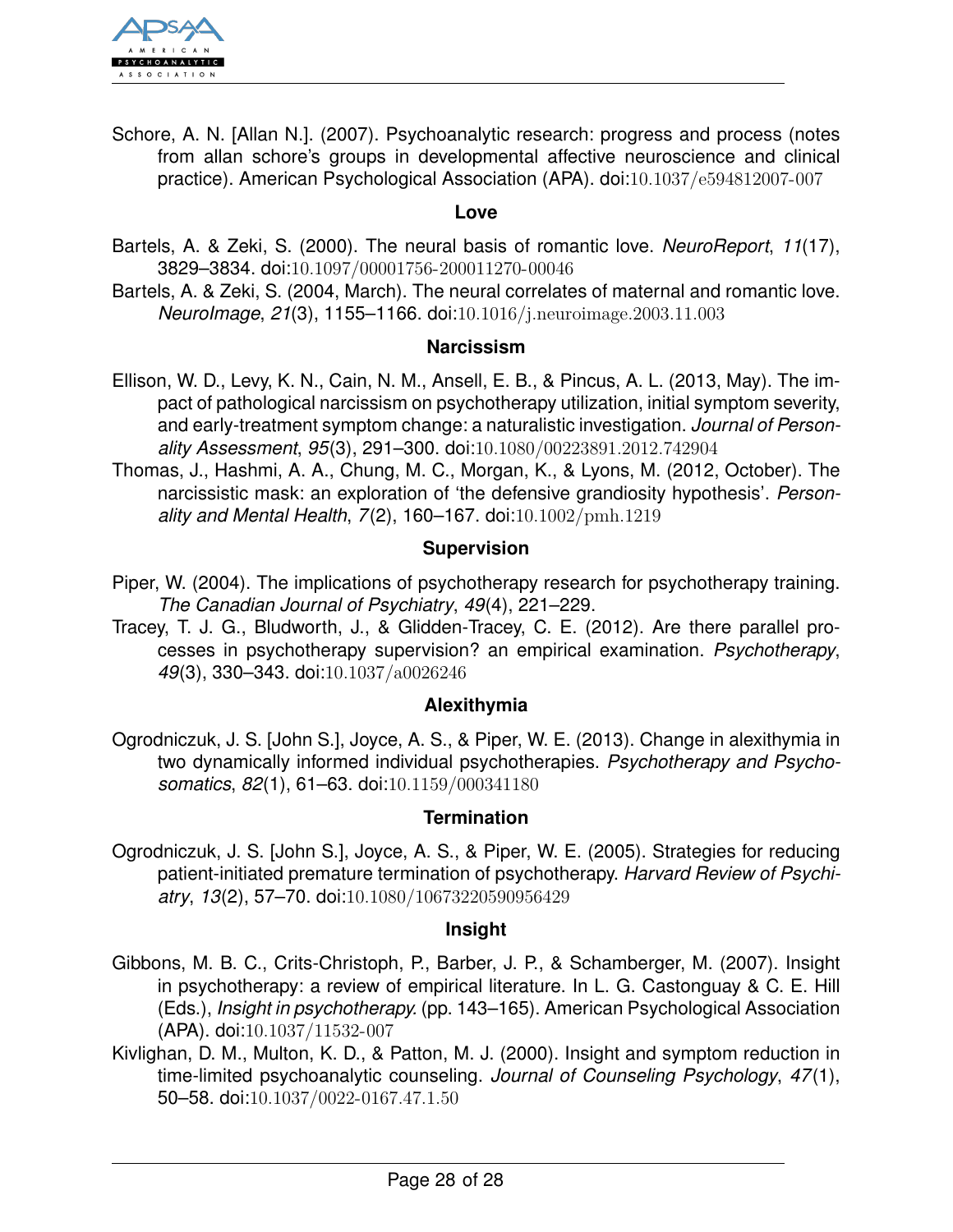Schore, A. N. [Allan N.]. (2007). Psychoanalytic research: progress and process (notes from allan schore's groups in developmental affective neuroscience and clinical practice). American Psychological Association (APA). doi:10.1037/e594812007-007

### Love

Bartels, A. & Zeki, S. (2000). The neural basis of romantic love. *NeuroReport*, *11*(17), 3829–3834. doi:10.1097/00001756-200011270-00046

Bartels, A. & Zeki, S. (2004, March). The neural correlates of maternal and romantic love. *NeuroImage*, *21*(3), 1155–1166. doi:10.1016/j.neuroimage.2003.11.003

### Narcissism

Ellison, W. D., Levy, K. N., Cain, N. M., Ansell, E. B., & Pincus, A. L. (2013, May). The impact of pathological narcissism on psychotherapy utilization, initial symptom severity, and early-treatment symptom change: a naturalistic investigation. *Journal of Personality Assessment*, *95*(3), 291–300. doi:10.1080/00223891.2012.742904

Thomas, J., Hashmi, A. A., Chung, M. C., Morgan, K., & Lyons, M. (2012, October). The narcissistic mask: an exploration of 'the defensive grandiosity hypothesis'. *Personality and Mental Health*, *7*(2), 160–167. doi:10.1002/pmh.1219

### Supervision

Piper, W. (2004). The implications of psychotherapy research for psychotherapy training. *The Canadian Journal of Psychiatry*, *49*(4), 221–229.

Tracey, T. J. G., Bludworth, J., & Glidden-Tracey, C. E. (2012). Are there parallel processes in psychotherapy supervision? an empirical examination. *Psychotherapy*, *49*(3), 330–343. doi:10.1037/a0026246

### Alexithymia

Ogrodniczuk, J. S. [John S.], Joyce, A. S., & Piper, W. E. (2013). Change in alexithymia in two dynamically informed individual psychotherapies. *Psychotherapy and Psychosomatics*, *82*(1), 61–63. doi:10.1159/000341180

### Termination

Ogrodniczuk, J. S. [John S.], Joyce, A. S., & Piper, W. E. (2005). Strategies for reducing patient-initiated premature termination of psychotherapy. *Harvard Review of Psychiatry*, *13*(2), 57–70. doi:10.1080/10673220590956429

### Insight

Gibbons, M. B. C., Crits-Christoph, P., Barber, J. P., & Schamberger, M. (2007). Insight in psychotherapy: a review of empirical literature. In L. G. Castonguay & C. E. Hill (Eds.), *Insight in psychotherapy.* (pp. 143–165). American Psychological Association (APA). doi:10.1037/11532-007

Kivlighan, D. M., Multon, K. D., & Patton, M. J. (2000). Insight and symptom reduction in time-limited psychoanalytic counseling. *Journal of Counseling Psychology*, *47*(1), 50–58. doi:10.1037/0022-0167.47.1.50